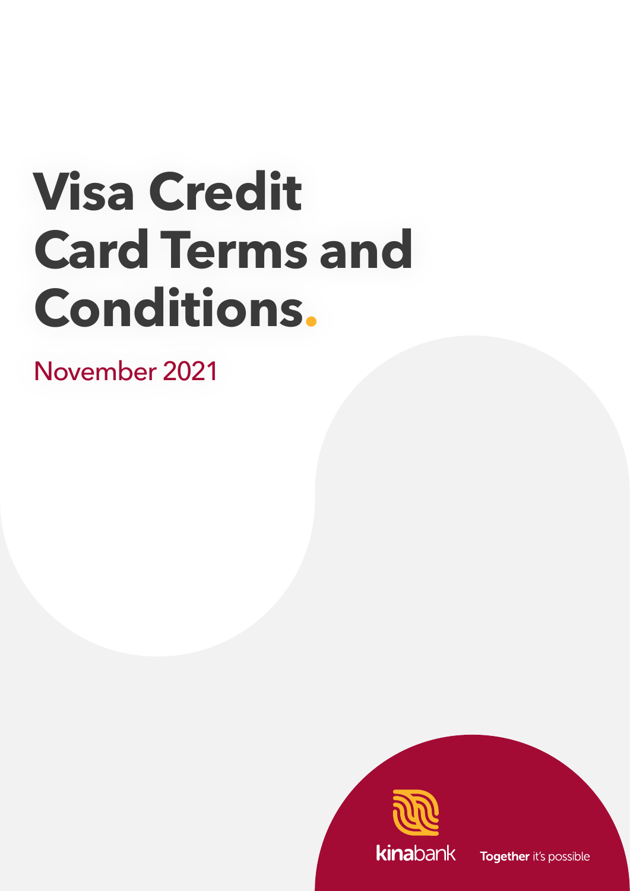# Visa Credit Card Terms and Conditions.

November 2021

kinabank Together it's possible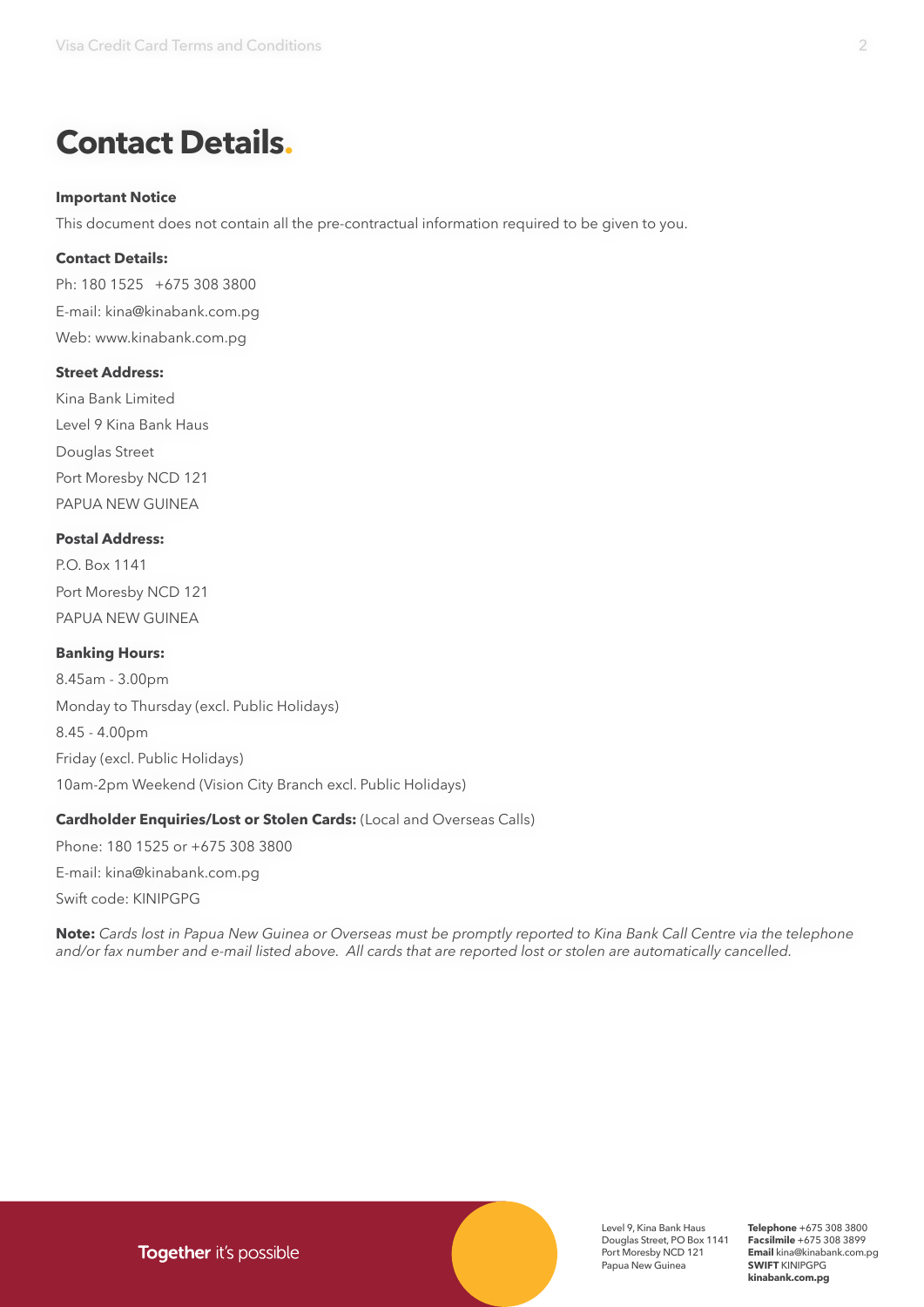# Contact Details.

**Important Notice**

This document does not contain all the pre-contractual information required to be given to you.

**Contact Details:**

Ph: 180 1525   +675 308 3800

E-mail: kina@kinabank.com.pg

Web: www.kinabank.com.pg

**Street Address:**

Kina Bank Limited

Level 9 Kina Bank Haus

Douglas Street

Port Moresby NCD 121

PAPUA NEW GUINEA

**Postal Address:**

P.O. Box 1141

Port Moresby NCD 121

PAPUA NEW GUINEA

**Banking Hours:**

8.45am - 3.00pm

Monday to Thursday (excl. Public Holidays)

8.45 - 4.00pm

Friday (excl. Public Holidays)

10am-2pm Weekend (Vision City Branch excl. Public Holidays)

**Cardholder Enquiries/Lost or Stolen Cards:** (Local and Overseas Calls)

Phone: 180 1525 or +675 308 3800

E-mail: kina@kinabank.com.pg

Swift code: KINIPGPG

**Note:** *Cards lost in Papua New Guinea or Overseas must be promptly reported to Kina Bank Call Centre via the telephone and/or fax number and e-mail listed above. All cards that are reported lost or stolen are automatically cancelled.*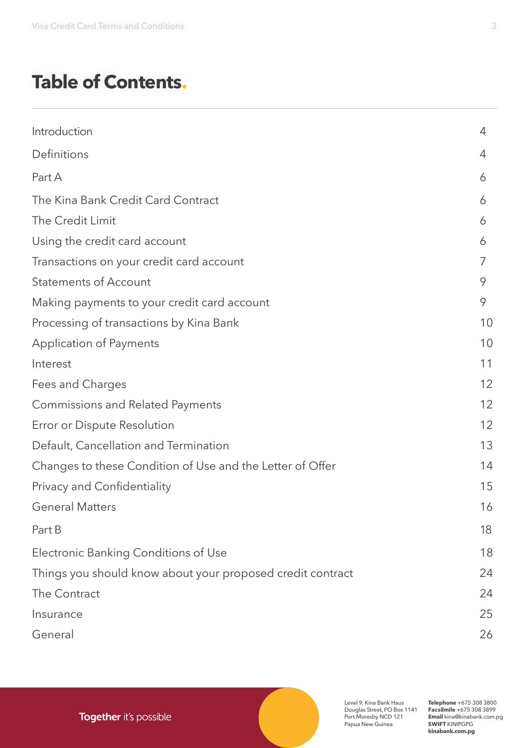# Table of Contents.

| | |
|---|---|
| Introduction | 4 |
| Definitions | 4 |
| Part A | 6 |
| The Kina Bank Credit Card Contract | 6 |
| The Credit Limit | 6 |
| Using the credit card account | 6 |
| Transactions on your credit card account | 7 |
| Statements of Account | 9 |
| Making payments to your credit card account | 9 |
| Processing of transactions by Kina Bank | 10 |
| Application of Payments | 10 |
| Interest | 11 |
| Fees and Charges | 12 |
| Commissions and Related Payments | 12 |
| Error or Dispute Resolution | 12 |
| Default, Cancellation and Termination | 13 |
| Changes to these Condition of Use and the Letter of Offer | 14 |
| Privacy and Confidentiality | 15 |
| General Matters | 16 |
| Part B | 18 |
| Electronic Banking Conditions of Use | 18 |
| Things you should know about your proposed credit contract | 24 |
| The Contract | 24 |
| Insurance | 25 |
| General | 26 |

**Together** it's possible

Level 9, Kina Bank Haus
Douglas Street, PO Box 1141
Port Moresby NCD 121
Papua New Guinea

**Telephone** +675 308 3800
**Facsilmile** +675 308 3899
**Email** kina@kinabank.com.pg
**SWIFT** KINIPGPG
**kinabank.com.pg**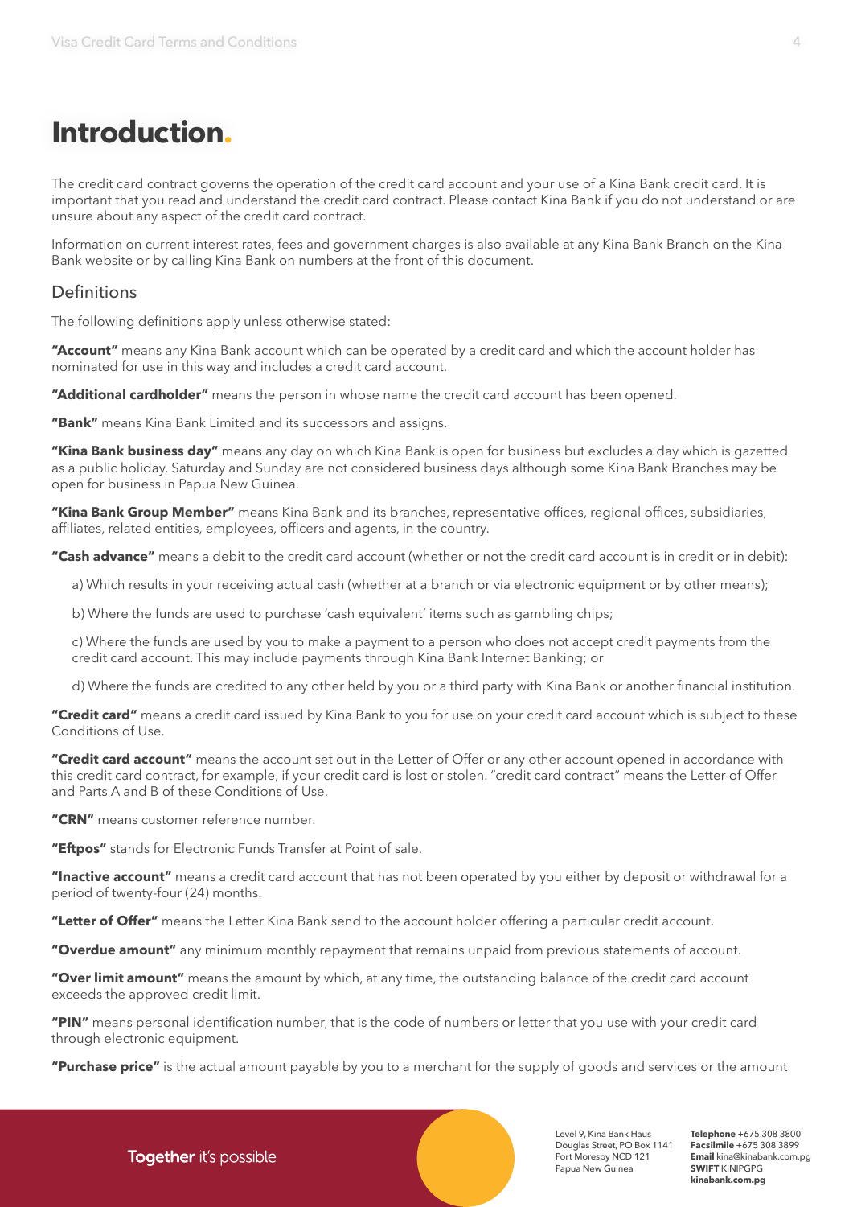# Introduction.

The credit card contract governs the operation of the credit card account and your use of a Kina Bank credit card. It is important that you read and understand the credit card contract. Please contact Kina Bank if you do not understand or are unsure about any aspect of the credit card contract.

Information on current interest rates, fees and government charges is also available at any Kina Bank Branch on the Kina Bank website or by calling Kina Bank on numbers at the front of this document.

## Definitions

The following definitions apply unless otherwise stated:

**"Account"** means any Kina Bank account which can be operated by a credit card and which the account holder has nominated for use in this way and includes a credit card account.

**"Additional cardholder"** means the person in whose name the credit card account has been opened.

**"Bank"** means Kina Bank Limited and its successors and assigns.

**"Kina Bank business day"** means any day on which Kina Bank is open for business but excludes a day which is gazetted as a public holiday. Saturday and Sunday are not considered business days although some Kina Bank Branches may be open for business in Papua New Guinea.

**"Kina Bank Group Member"** means Kina Bank and its branches, representative offices, regional offices, subsidiaries, affiliates, related entities, employees, officers and agents, in the country.

**"Cash advance"** means a debit to the credit card account (whether or not the credit card account is in credit or in debit):

a) Which results in your receiving actual cash (whether at a branch or via electronic equipment or by other means);

b) Where the funds are used to purchase 'cash equivalent' items such as gambling chips;

c) Where the funds are used by you to make a payment to a person who does not accept credit payments from the credit card account. This may include payments through Kina Bank Internet Banking; or

d) Where the funds are credited to any other held by you or a third party with Kina Bank or another financial institution.

**"Credit card"** means a credit card issued by Kina Bank to you for use on your credit card account which is subject to these Conditions of Use.

**"Credit card account"** means the account set out in the Letter of Offer or any other account opened in accordance with this credit card contract, for example, if your credit card is lost or stolen. "credit card contract" means the Letter of Offer and Parts A and B of these Conditions of Use.

**"CRN"** means customer reference number.

**"Eftpos"** stands for Electronic Funds Transfer at Point of sale.

**"Inactive account"** means a credit card account that has not been operated by you either by deposit or withdrawal for a period of twenty-four (24) months.

**"Letter of Offer"** means the Letter Kina Bank send to the account holder offering a particular credit account.

**"Overdue amount"** any minimum monthly repayment that remains unpaid from previous statements of account.

**"Over limit amount"** means the amount by which, at any time, the outstanding balance of the credit card account exceeds the approved credit limit.

**"PIN"** means personal identification number, that is the code of numbers or letter that you use with your credit card through electronic equipment.

**"Purchase price"** is the actual amount payable by you to a merchant for the supply of goods and services or the amount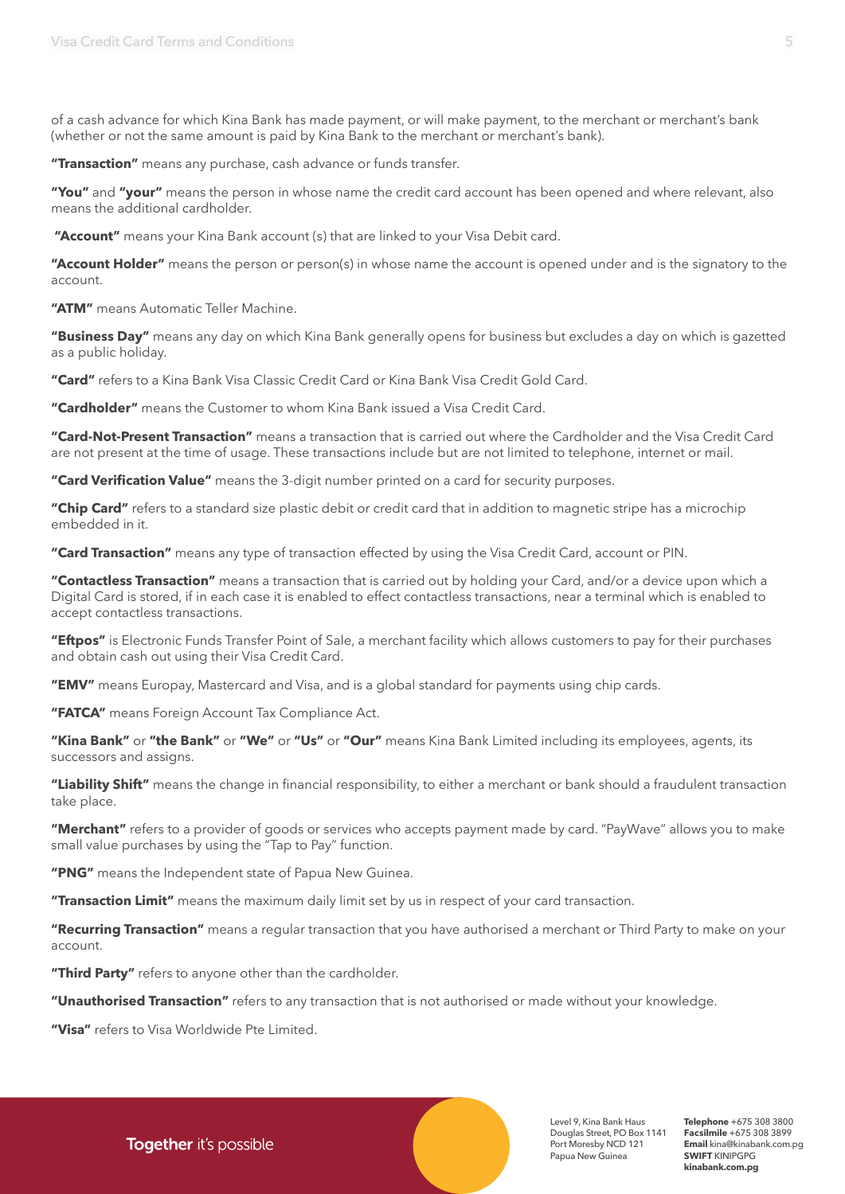of a cash advance for which Kina Bank has made payment, or will make payment, to the merchant or merchant's bank (whether or not the same amount is paid by Kina Bank to the merchant or merchant's bank).

**"Transaction"** means any purchase, cash advance or funds transfer.

**"You"** and **"your"** means the person in whose name the credit card account has been opened and where relevant, also means the additional cardholder.

**"Account"** means your Kina Bank account (s) that are linked to your Visa Debit card.

**"Account Holder"** means the person or person(s) in whose name the account is opened under and is the signatory to the account.

**"ATM"** means Automatic Teller Machine.

**"Business Day"** means any day on which Kina Bank generally opens for business but excludes a day on which is gazetted as a public holiday.

**"Card"** refers to a Kina Bank Visa Classic Credit Card or Kina Bank Visa Credit Gold Card.

**"Cardholder"** means the Customer to whom Kina Bank issued a Visa Credit Card.

**"Card-Not-Present Transaction"** means a transaction that is carried out where the Cardholder and the Visa Credit Card are not present at the time of usage. These transactions include but are not limited to telephone, internet or mail.

**"Card Verification Value"** means the 3-digit number printed on a card for security purposes.

**"Chip Card"** refers to a standard size plastic debit or credit card that in addition to magnetic stripe has a microchip embedded in it.

**"Card Transaction"** means any type of transaction effected by using the Visa Credit Card, account or PIN.

**"Contactless Transaction"** means a transaction that is carried out by holding your Card, and/or a device upon which a Digital Card is stored, if in each case it is enabled to effect contactless transactions, near a terminal which is enabled to accept contactless transactions.

**"Eftpos"** is Electronic Funds Transfer Point of Sale, a merchant facility which allows customers to pay for their purchases and obtain cash out using their Visa Credit Card.

**"EMV"** means Europay, Mastercard and Visa, and is a global standard for payments using chip cards.

**"FATCA"** means Foreign Account Tax Compliance Act.

**"Kina Bank"** or **"the Bank"** or **"We"** or **"Us"** or **"Our"** means Kina Bank Limited including its employees, agents, its successors and assigns.

**"Liability Shift"** means the change in financial responsibility, to either a merchant or bank should a fraudulent transaction take place.

**"Merchant"** refers to a provider of goods or services who accepts payment made by card. "PayWave" allows you to make small value purchases by using the "Tap to Pay" function.

**"PNG"** means the Independent state of Papua New Guinea.

**"Transaction Limit"** means the maximum daily limit set by us in respect of your card transaction.

**"Recurring Transaction"** means a regular transaction that you have authorised a merchant or Third Party to make on your account.

**"Third Party"** refers to anyone other than the cardholder.

**"Unauthorised Transaction"** refers to any transaction that is not authorised or made without your knowledge.

**"Visa"** refers to Visa Worldwide Pte Limited.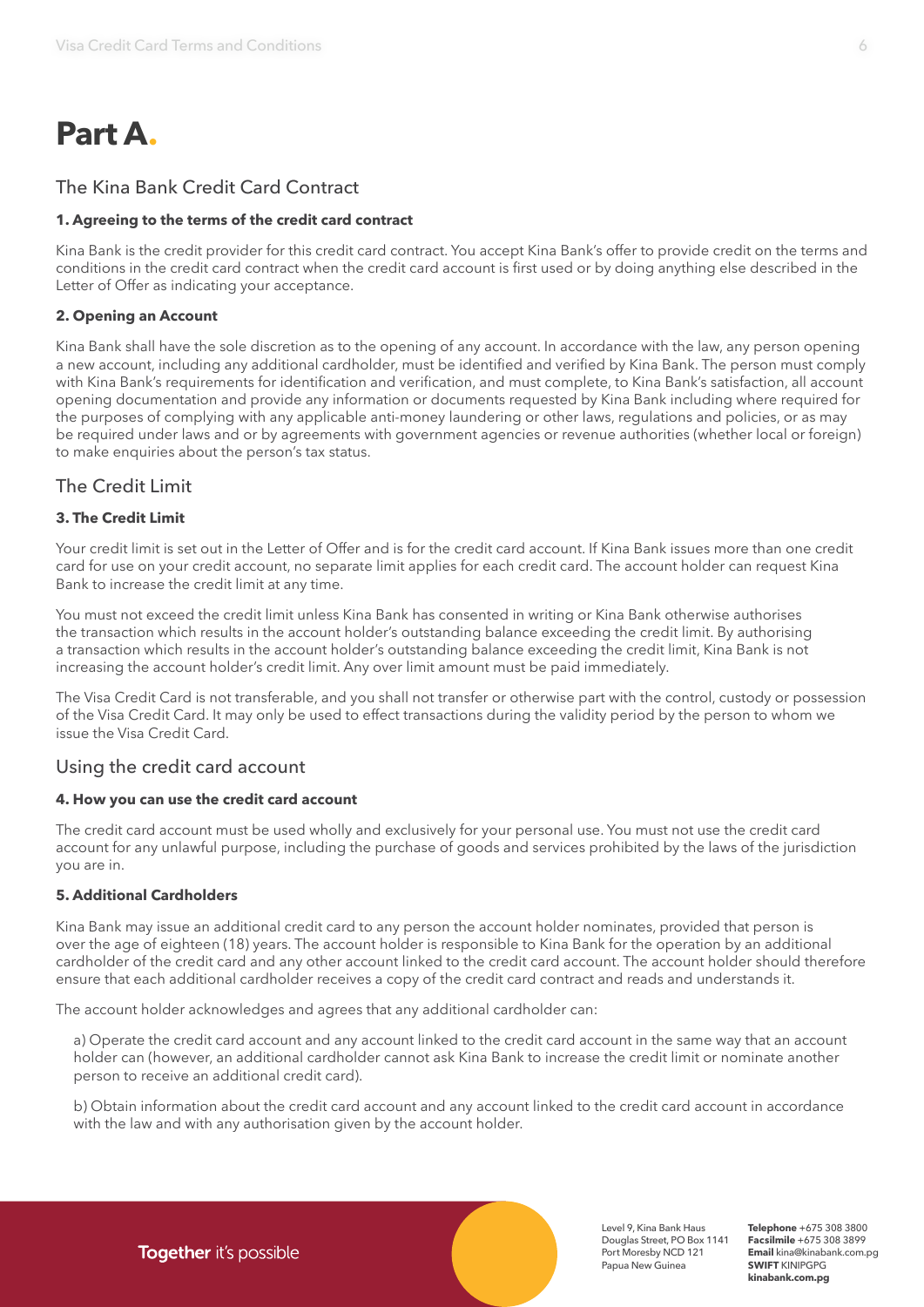# Part A.

## The Kina Bank Credit Card Contract

### 1. Agreeing to the terms of the credit card contract

Kina Bank is the credit provider for this credit card contract. You accept Kina Bank's offer to provide credit on the terms and conditions in the credit card contract when the credit card account is first used or by doing anything else described in the Letter of Offer as indicating your acceptance.

### 2. Opening an Account

Kina Bank shall have the sole discretion as to the opening of any account. In accordance with the law, any person opening a new account, including any additional cardholder, must be identified and verified by Kina Bank. The person must comply with Kina Bank's requirements for identification and verification, and must complete, to Kina Bank's satisfaction, all account opening documentation and provide any information or documents requested by Kina Bank including where required for the purposes of complying with any applicable anti-money laundering or other laws, regulations and policies, or as may be required under laws and or by agreements with government agencies or revenue authorities (whether local or foreign) to make enquiries about the person's tax status.

## The Credit Limit

### 3. The Credit Limit

Your credit limit is set out in the Letter of Offer and is for the credit card account. If Kina Bank issues more than one credit card for use on your credit account, no separate limit applies for each credit card. The account holder can request Kina Bank to increase the credit limit at any time.

You must not exceed the credit limit unless Kina Bank has consented in writing or Kina Bank otherwise authorises the transaction which results in the account holder's outstanding balance exceeding the credit limit. By authorising a transaction which results in the account holder's outstanding balance exceeding the credit limit, Kina Bank is not increasing the account holder's credit limit. Any over limit amount must be paid immediately.

The Visa Credit Card is not transferable, and you shall not transfer or otherwise part with the control, custody or possession of the Visa Credit Card. It may only be used to effect transactions during the validity period by the person to whom we issue the Visa Credit Card.

## Using the credit card account

### 4. How you can use the credit card account

The credit card account must be used wholly and exclusively for your personal use. You must not use the credit card account for any unlawful purpose, including the purchase of goods and services prohibited by the laws of the jurisdiction you are in.

### 5. Additional Cardholders

Kina Bank may issue an additional credit card to any person the account holder nominates, provided that person is over the age of eighteen (18) years. The account holder is responsible to Kina Bank for the operation by an additional cardholder of the credit card and any other account linked to the credit card account. The account holder should therefore ensure that each additional cardholder receives a copy of the credit card contract and reads and understands it.

The account holder acknowledges and agrees that any additional cardholder can:

a) Operate the credit card account and any account linked to the credit card account in the same way that an account holder can (however, an additional cardholder cannot ask Kina Bank to increase the credit limit or nominate another person to receive an additional credit card).

b) Obtain information about the credit card account and any account linked to the credit card account in accordance with the law and with any authorisation given by the account holder.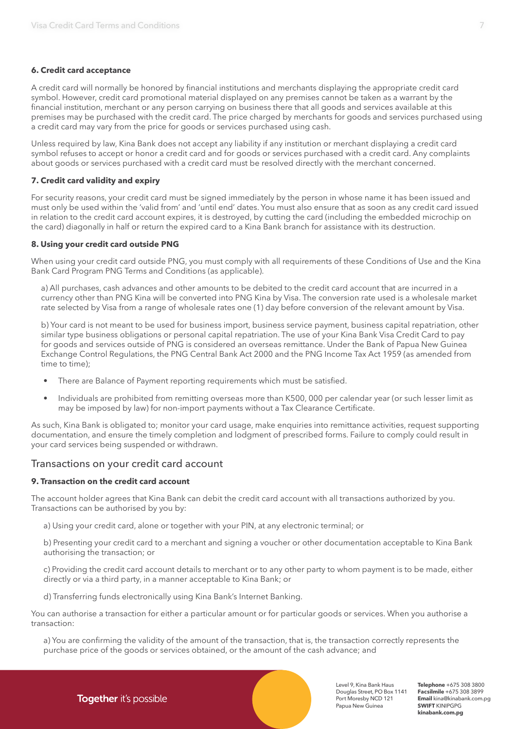### 6. Credit card acceptance

A credit card will normally be honored by financial institutions and merchants displaying the appropriate credit card symbol. However, credit card promotional material displayed on any premises cannot be taken as a warrant by the financial institution, merchant or any person carrying on business there that all goods and services available at this premises may be purchased with the credit card. The price charged by merchants for goods and services purchased using a credit card may vary from the price for goods or services purchased using cash.

Unless required by law, Kina Bank does not accept any liability if any institution or merchant displaying a credit card symbol refuses to accept or honor a credit card and for goods or services purchased with a credit card. Any complaints about goods or services purchased with a credit card must be resolved directly with the merchant concerned.

### 7. Credit card validity and expiry

For security reasons, your credit card must be signed immediately by the person in whose name it has been issued and must only be used within the 'valid from' and 'until end' dates. You must also ensure that as soon as any credit card issued in relation to the credit card account expires, it is destroyed, by cutting the card (including the embedded microchip on the card) diagonally in half or return the expired card to a Kina Bank branch for assistance with its destruction.

### 8. Using your credit card outside PNG

When using your credit card outside PNG, you must comply with all requirements of these Conditions of Use and the Kina Bank Card Program PNG Terms and Conditions (as applicable).

a) All purchases, cash advances and other amounts to be debited to the credit card account that are incurred in a currency other than PNG Kina will be converted into PNG Kina by Visa. The conversion rate used is a wholesale market rate selected by Visa from a range of wholesale rates one (1) day before conversion of the relevant amount by Visa.

b) Your card is not meant to be used for business import, business service payment, business capital repatriation, other similar type business obligations or personal capital repatriation. The use of your Kina Bank Visa Credit Card to pay for goods and services outside of PNG is considered an overseas remittance. Under the Bank of Papua New Guinea Exchange Control Regulations, the PNG Central Bank Act 2000 and the PNG Income Tax Act 1959 (as amended from time to time);

- There are Balance of Payment reporting requirements which must be satisfied.
- Individuals are prohibited from remitting overseas more than K500, 000 per calendar year (or such lesser limit as may be imposed by law) for non-import payments without a Tax Clearance Certificate.

As such, Kina Bank is obligated to; monitor your card usage, make enquiries into remittance activities, request supporting documentation, and ensure the timely completion and lodgment of prescribed forms. Failure to comply could result in your card services being suspended or withdrawn.

## Transactions on your credit card account

### 9. Transaction on the credit card account

The account holder agrees that Kina Bank can debit the credit card account with all transactions authorized by you. Transactions can be authorised by you by:

a) Using your credit card, alone or together with your PIN, at any electronic terminal; or

b) Presenting your credit card to a merchant and signing a voucher or other documentation acceptable to Kina Bank authorising the transaction; or

c) Providing the credit card account details to merchant or to any other party to whom payment is to be made, either directly or via a third party, in a manner acceptable to Kina Bank; or

d) Transferring funds electronically using Kina Bank's Internet Banking.

You can authorise a transaction for either a particular amount or for particular goods or services. When you authorise a transaction:

a) You are confirming the validity of the amount of the transaction, that is, the transaction correctly represents the purchase price of the goods or services obtained, or the amount of the cash advance; and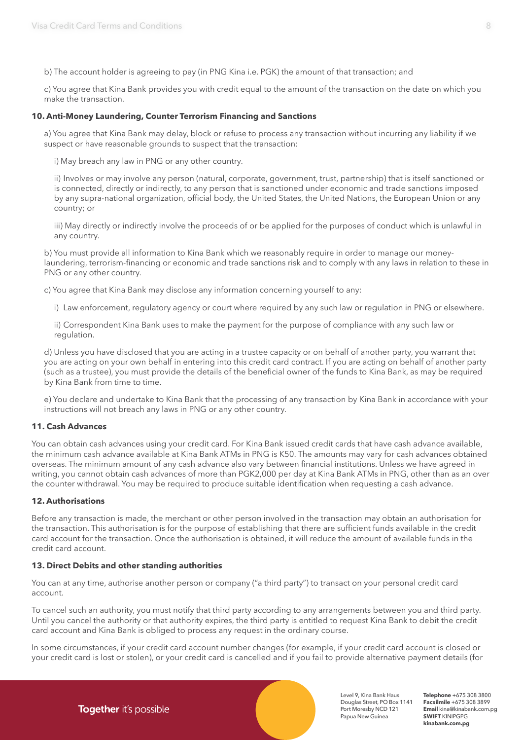b) The account holder is agreeing to pay (in PNG Kina i.e. PGK) the amount of that transaction; and

c) You agree that Kina Bank provides you with credit equal to the amount of the transaction on the date on which you make the transaction.

### 10. Anti-Money Laundering, Counter Terrorism Financing and Sanctions

a) You agree that Kina Bank may delay, block or refuse to process any transaction without incurring any liability if we suspect or have reasonable grounds to suspect that the transaction:

i) May breach any law in PNG or any other country.

ii) Involves or may involve any person (natural, corporate, government, trust, partnership) that is itself sanctioned or is connected, directly or indirectly, to any person that is sanctioned under economic and trade sanctions imposed by any supra-national organization, official body, the United States, the United Nations, the European Union or any country; or

iii) May directly or indirectly involve the proceeds of or be applied for the purposes of conduct which is unlawful in any country.

b) You must provide all information to Kina Bank which we reasonably require in order to manage our money-laundering, terrorism-financing or economic and trade sanctions risk and to comply with any laws in relation to these in PNG or any other country.

c) You agree that Kina Bank may disclose any information concerning yourself to any:

i) Law enforcement, regulatory agency or court where required by any such law or regulation in PNG or elsewhere.

ii) Correspondent Kina Bank uses to make the payment for the purpose of compliance with any such law or regulation.

d) Unless you have disclosed that you are acting in a trustee capacity or on behalf of another party, you warrant that you are acting on your own behalf in entering into this credit card contract. If you are acting on behalf of another party (such as a trustee), you must provide the details of the beneficial owner of the funds to Kina Bank, as may be required by Kina Bank from time to time.

e) You declare and undertake to Kina Bank that the processing of any transaction by Kina Bank in accordance with your instructions will not breach any laws in PNG or any other country.

### 11. Cash Advances

You can obtain cash advances using your credit card. For Kina Bank issued credit cards that have cash advance available, the minimum cash advance available at Kina Bank ATMs in PNG is K50. The amounts may vary for cash advances obtained overseas. The minimum amount of any cash advance also vary between financial institutions. Unless we have agreed in writing, you cannot obtain cash advances of more than PGK2,000 per day at Kina Bank ATMs in PNG, other than as an over the counter withdrawal. You may be required to produce suitable identification when requesting a cash advance.

### 12. Authorisations

Before any transaction is made, the merchant or other person involved in the transaction may obtain an authorisation for the transaction. This authorisation is for the purpose of establishing that there are sufficient funds available in the credit card account for the transaction. Once the authorisation is obtained, it will reduce the amount of available funds in the credit card account.

### 13. Direct Debits and other standing authorities

You can at any time, authorise another person or company ("a third party") to transact on your personal credit card account.

To cancel such an authority, you must notify that third party according to any arrangements between you and third party. Until you cancel the authority or that authority expires, the third party is entitled to request Kina Bank to debit the credit card account and Kina Bank is obliged to process any request in the ordinary course.

In some circumstances, if your credit card account number changes (for example, if your credit card account is closed or your credit card is lost or stolen), or your credit card is cancelled and if you fail to provide alternative payment details (for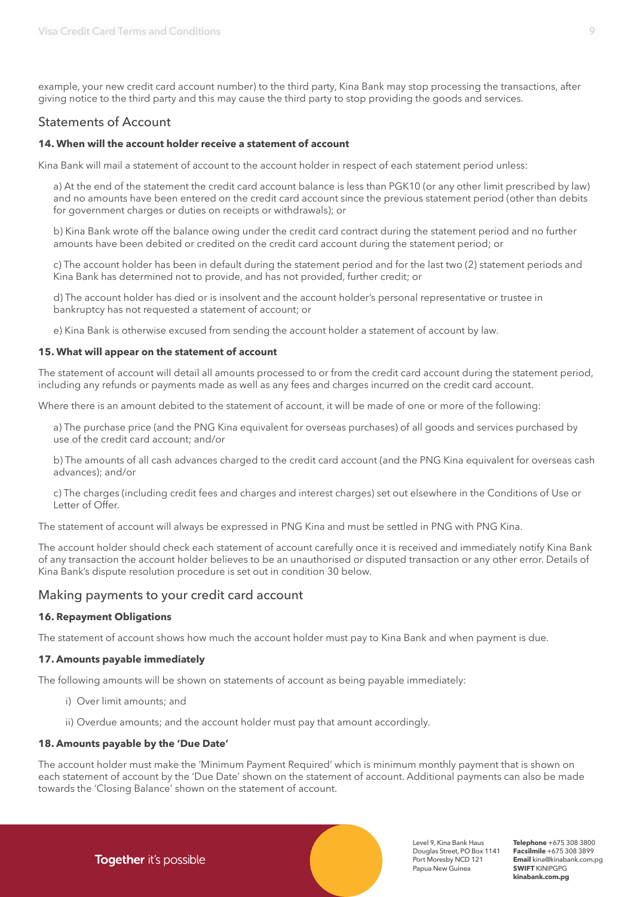example, your new credit card account number) to the third party, Kina Bank may stop processing the transactions, after giving notice to the third party and this may cause the third party to stop providing the goods and services.

## Statements of Account

### 14. When will the account holder receive a statement of account

Kina Bank will mail a statement of account to the account holder in respect of each statement period unless:

a) At the end of the statement the credit card account balance is less than PGK10 (or any other limit prescribed by law) and no amounts have been entered on the credit card account since the previous statement period (other than debits for government charges or duties on receipts or withdrawals); or

b) Kina Bank wrote off the balance owing under the credit card contract during the statement period and no further amounts have been debited or credited on the credit card account during the statement period; or

c) The account holder has been in default during the statement period and for the last two (2) statement periods and Kina Bank has determined not to provide, and has not provided, further credit; or

d) The account holder has died or is insolvent and the account holder's personal representative or trustee in bankruptcy has not requested a statement of account; or

e) Kina Bank is otherwise excused from sending the account holder a statement of account by law.

### 15. What will appear on the statement of account

The statement of account will detail all amounts processed to or from the credit card account during the statement period, including any refunds or payments made as well as any fees and charges incurred on the credit card account.

Where there is an amount debited to the statement of account, it will be made of one or more of the following:

a) The purchase price (and the PNG Kina equivalent for overseas purchases) of all goods and services purchased by use of the credit card account; and/or

b) The amounts of all cash advances charged to the credit card account (and the PNG Kina equivalent for overseas cash advances); and/or

c) The charges (including credit fees and charges and interest charges) set out elsewhere in the Conditions of Use or Letter of Offer.

The statement of account will always be expressed in PNG Kina and must be settled in PNG with PNG Kina.

The account holder should check each statement of account carefully once it is received and immediately notify Kina Bank of any transaction the account holder believes to be an unauthorised or disputed transaction or any other error. Details of Kina Bank's dispute resolution procedure is set out in condition 30 below.

## Making payments to your credit card account

### 16. Repayment Obligations

The statement of account shows how much the account holder must pay to Kina Bank and when payment is due.

### 17. Amounts payable immediately

The following amounts will be shown on statements of account as being payable immediately:

i) Over limit amounts; and

ii) Overdue amounts; and the account holder must pay that amount accordingly.

### 18. Amounts payable by the 'Due Date'

The account holder must make the 'Minimum Payment Required' which is minimum monthly payment that is shown on each statement of account by the 'Due Date' shown on the statement of account. Additional payments can also be made towards the 'Closing Balance' shown on the statement of account.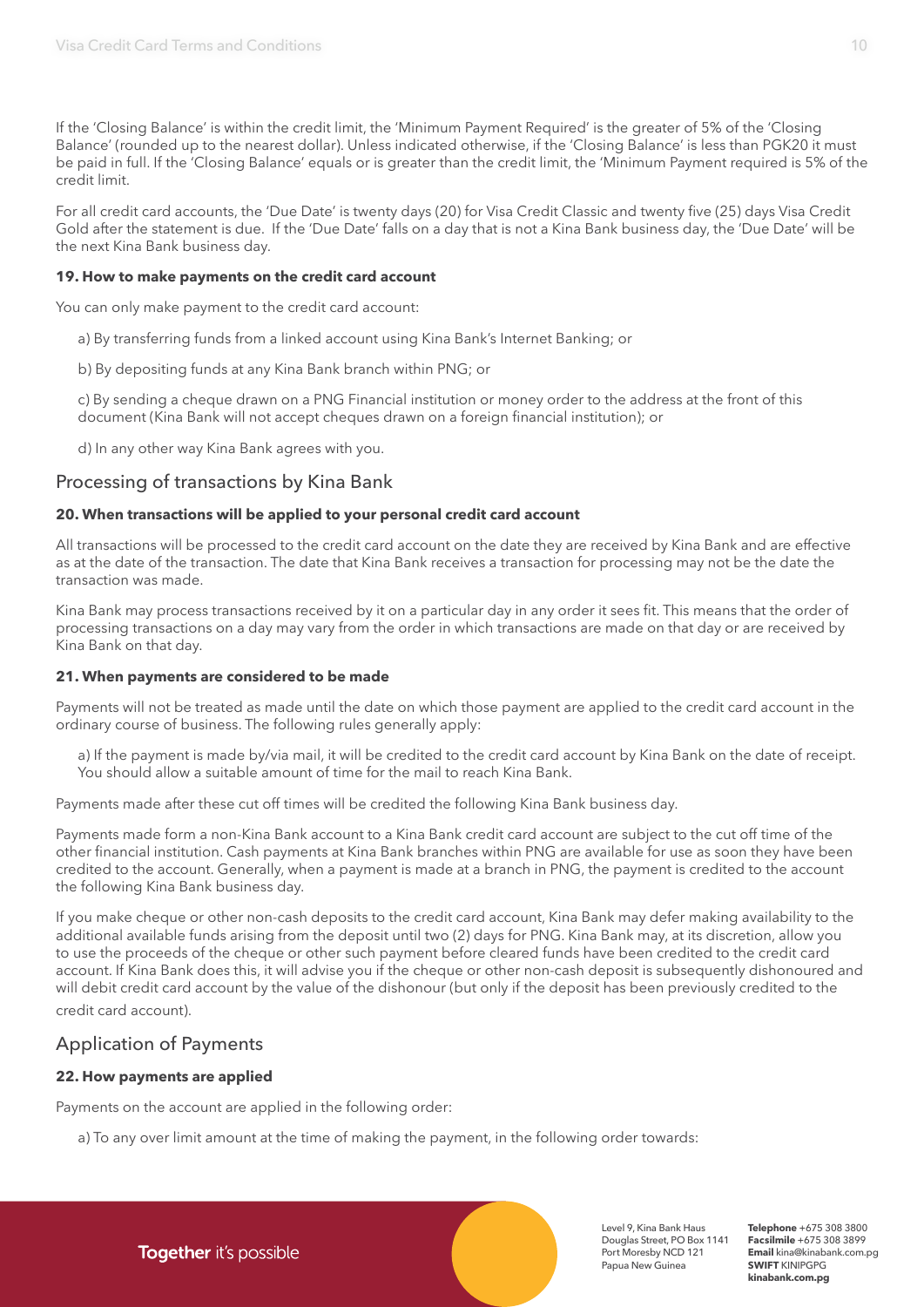If the 'Closing Balance' is within the credit limit, the 'Minimum Payment Required' is the greater of 5% of the 'Closing Balance' (rounded up to the nearest dollar). Unless indicated otherwise, if the 'Closing Balance' is less than PGK20 it must be paid in full. If the 'Closing Balance' equals or is greater than the credit limit, the 'Minimum Payment required is 5% of the credit limit.

For all credit card accounts, the 'Due Date' is twenty days (20) for Visa Credit Classic and twenty five (25) days Visa Credit Gold after the statement is due. If the 'Due Date' falls on a day that is not a Kina Bank business day, the 'Due Date' will be the next Kina Bank business day.

**19. How to make payments on the credit card account**

You can only make payment to the credit card account:

a) By transferring funds from a linked account using Kina Bank's Internet Banking; or

b) By depositing funds at any Kina Bank branch within PNG; or

c) By sending a cheque drawn on a PNG Financial institution or money order to the address at the front of this document (Kina Bank will not accept cheques drawn on a foreign financial institution); or

d) In any other way Kina Bank agrees with you.

## Processing of transactions by Kina Bank

**20. When transactions will be applied to your personal credit card account**

All transactions will be processed to the credit card account on the date they are received by Kina Bank and are effective as at the date of the transaction. The date that Kina Bank receives a transaction for processing may not be the date the transaction was made.

Kina Bank may process transactions received by it on a particular day in any order it sees fit. This means that the order of processing transactions on a day may vary from the order in which transactions are made on that day or are received by Kina Bank on that day.

**21. When payments are considered to be made**

Payments will not be treated as made until the date on which those payment are applied to the credit card account in the ordinary course of business. The following rules generally apply:

a) If the payment is made by/via mail, it will be credited to the credit card account by Kina Bank on the date of receipt. You should allow a suitable amount of time for the mail to reach Kina Bank.

Payments made after these cut off times will be credited the following Kina Bank business day.

Payments made form a non-Kina Bank account to a Kina Bank credit card account are subject to the cut off time of the other financial institution. Cash payments at Kina Bank branches within PNG are available for use as soon they have been credited to the account. Generally, when a payment is made at a branch in PNG, the payment is credited to the account the following Kina Bank business day.

If you make cheque or other non-cash deposits to the credit card account, Kina Bank may defer making availability to the additional available funds arising from the deposit until two (2) days for PNG. Kina Bank may, at its discretion, allow you to use the proceeds of the cheque or other such payment before cleared funds have been credited to the credit card account. If Kina Bank does this, it will advise you if the cheque or other non-cash deposit is subsequently dishonoured and will debit credit card account by the value of the dishonour (but only if the deposit has been previously credited to the credit card account).

## Application of Payments

**22. How payments are applied**

Payments on the account are applied in the following order:

a) To any over limit amount at the time of making the payment, in the following order towards: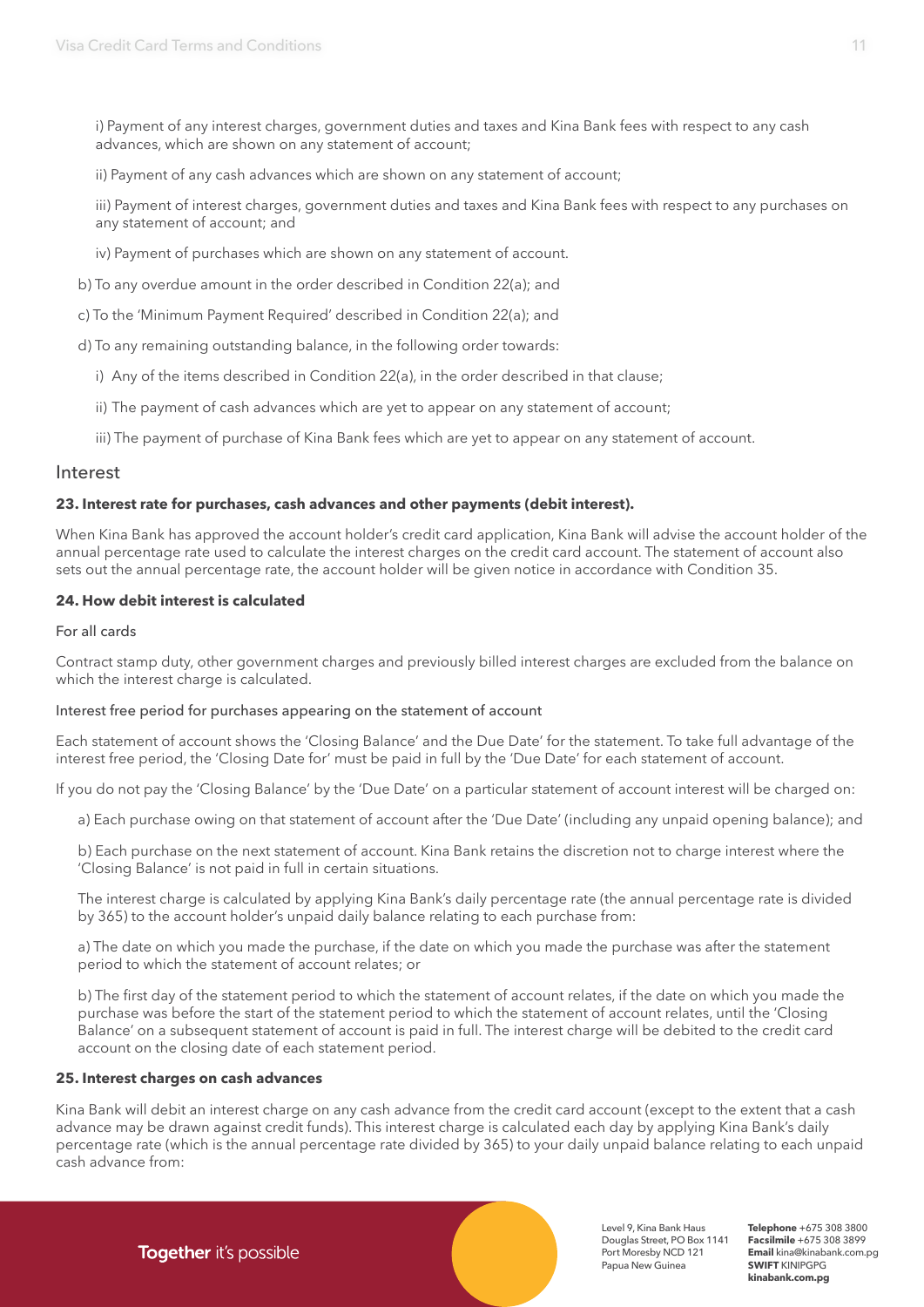i) Payment of any interest charges, government duties and taxes and Kina Bank fees with respect to any cash advances, which are shown on any statement of account;

ii) Payment of any cash advances which are shown on any statement of account;

iii) Payment of interest charges, government duties and taxes and Kina Bank fees with respect to any purchases on any statement of account; and

iv) Payment of purchases which are shown on any statement of account.

b) To any overdue amount in the order described in Condition 22(a); and

c) To the 'Minimum Payment Required' described in Condition 22(a); and

d) To any remaining outstanding balance, in the following order towards:

i) Any of the items described in Condition 22(a), in the order described in that clause;

ii) The payment of cash advances which are yet to appear on any statement of account;

iii) The payment of purchase of Kina Bank fees which are yet to appear on any statement of account.

## Interest

**23. Interest rate for purchases, cash advances and other payments (debit interest).**

When Kina Bank has approved the account holder's credit card application, Kina Bank will advise the account holder of the annual percentage rate used to calculate the interest charges on the credit card account. The statement of account also sets out the annual percentage rate, the account holder will be given notice in accordance with Condition 35.

**24. How debit interest is calculated**

For all cards

Contract stamp duty, other government charges and previously billed interest charges are excluded from the balance on which the interest charge is calculated.

Interest free period for purchases appearing on the statement of account

Each statement of account shows the 'Closing Balance' and the Due Date' for the statement. To take full advantage of the interest free period, the 'Closing Date for' must be paid in full by the 'Due Date' for each statement of account.

If you do not pay the 'Closing Balance' by the 'Due Date' on a particular statement of account interest will be charged on:

a) Each purchase owing on that statement of account after the 'Due Date' (including any unpaid opening balance); and

b) Each purchase on the next statement of account. Kina Bank retains the discretion not to charge interest where the 'Closing Balance' is not paid in full in certain situations.

The interest charge is calculated by applying Kina Bank's daily percentage rate (the annual percentage rate is divided by 365) to the account holder's unpaid daily balance relating to each purchase from:

a) The date on which you made the purchase, if the date on which you made the purchase was after the statement period to which the statement of account relates; or

b) The first day of the statement period to which the statement of account relates, if the date on which you made the purchase was before the start of the statement period to which the statement of account relates, until the 'Closing Balance' on a subsequent statement of account is paid in full. The interest charge will be debited to the credit card account on the closing date of each statement period.

**25. Interest charges on cash advances**

Kina Bank will debit an interest charge on any cash advance from the credit card account (except to the extent that a cash advance may be drawn against credit funds). This interest charge is calculated each day by applying Kina Bank's daily percentage rate (which is the annual percentage rate divided by 365) to your daily unpaid balance relating to each unpaid cash advance from: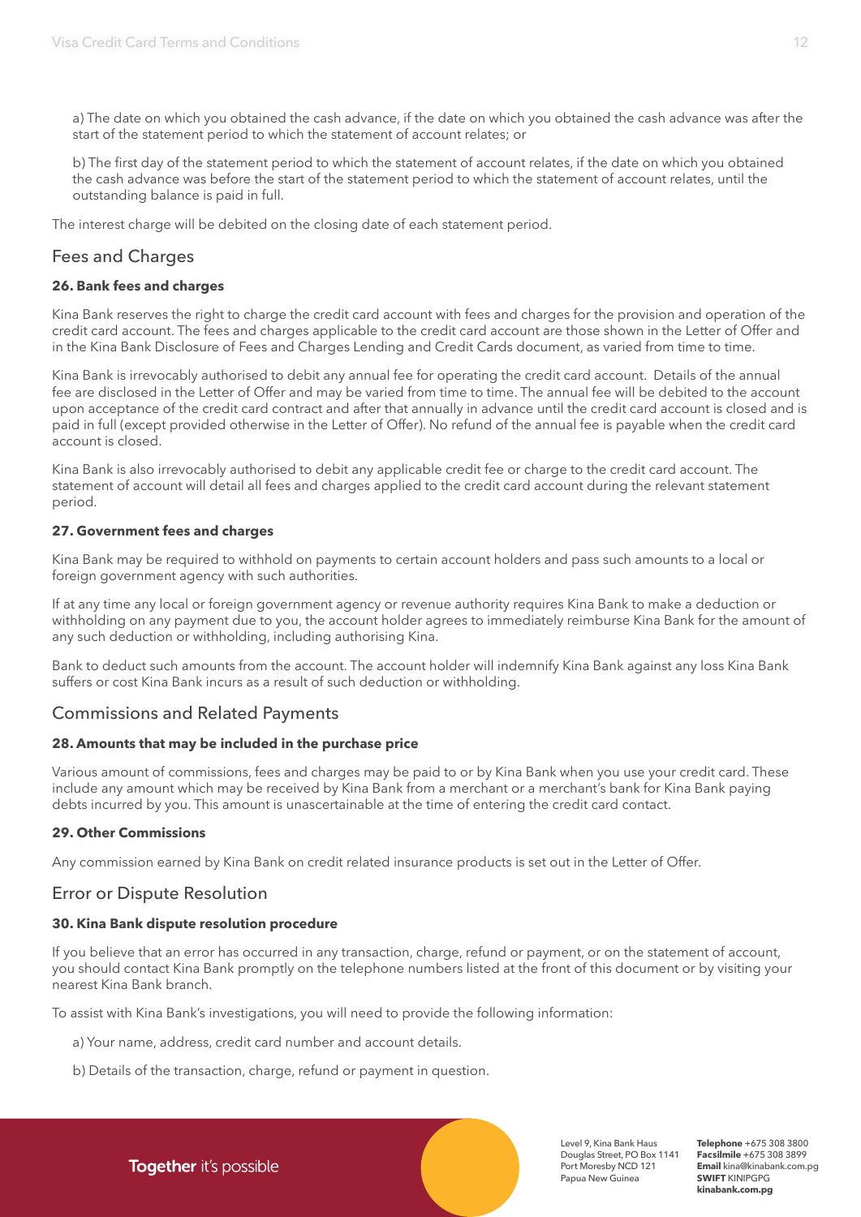a) The date on which you obtained the cash advance, if the date on which you obtained the cash advance was after the start of the statement period to which the statement of account relates; or

b) The first day of the statement period to which the statement of account relates, if the date on which you obtained the cash advance was before the start of the statement period to which the statement of account relates, until the outstanding balance is paid in full.

The interest charge will be debited on the closing date of each statement period.

## Fees and Charges

### 26. Bank fees and charges

Kina Bank reserves the right to charge the credit card account with fees and charges for the provision and operation of the credit card account. The fees and charges applicable to the credit card account are those shown in the Letter of Offer and in the Kina Bank Disclosure of Fees and Charges Lending and Credit Cards document, as varied from time to time.

Kina Bank is irrevocably authorised to debit any annual fee for operating the credit card account. Details of the annual fee are disclosed in the Letter of Offer and may be varied from time to time. The annual fee will be debited to the account upon acceptance of the credit card contract and after that annually in advance until the credit card account is closed and is paid in full (except provided otherwise in the Letter of Offer). No refund of the annual fee is payable when the credit card account is closed.

Kina Bank is also irrevocably authorised to debit any applicable credit fee or charge to the credit card account. The statement of account will detail all fees and charges applied to the credit card account during the relevant statement period.

### 27. Government fees and charges

Kina Bank may be required to withhold on payments to certain account holders and pass such amounts to a local or foreign government agency with such authorities.

If at any time any local or foreign government agency or revenue authority requires Kina Bank to make a deduction or withholding on any payment due to you, the account holder agrees to immediately reimburse Kina Bank for the amount of any such deduction or withholding, including authorising Kina.

Bank to deduct such amounts from the account. The account holder will indemnify Kina Bank against any loss Kina Bank suffers or cost Kina Bank incurs as a result of such deduction or withholding.

## Commissions and Related Payments

### 28. Amounts that may be included in the purchase price

Various amount of commissions, fees and charges may be paid to or by Kina Bank when you use your credit card. These include any amount which may be received by Kina Bank from a merchant or a merchant's bank for Kina Bank paying debts incurred by you. This amount is unascertainable at the time of entering the credit card contact.

### 29. Other Commissions

Any commission earned by Kina Bank on credit related insurance products is set out in the Letter of Offer.

## Error or Dispute Resolution

### 30. Kina Bank dispute resolution procedure

If you believe that an error has occurred in any transaction, charge, refund or payment, or on the statement of account, you should contact Kina Bank promptly on the telephone numbers listed at the front of this document or by visiting your nearest Kina Bank branch.

To assist with Kina Bank's investigations, you will need to provide the following information:

a) Your name, address, credit card number and account details.

b) Details of the transaction, charge, refund or payment in question.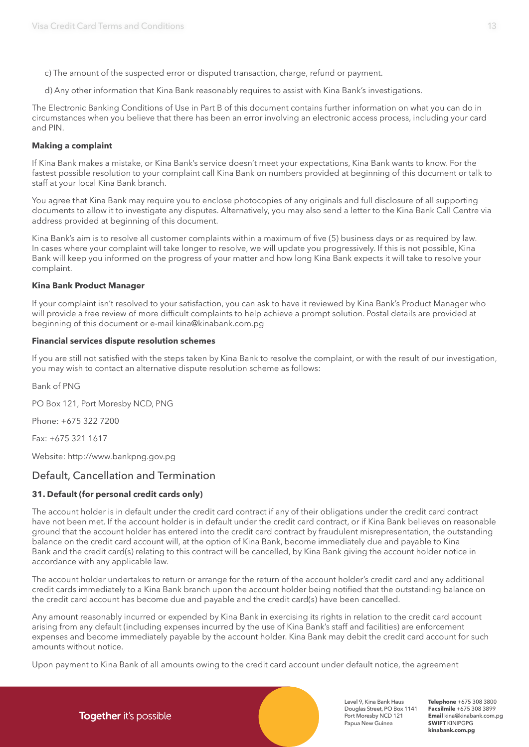c) The amount of the suspected error or disputed transaction, charge, refund or payment.

d) Any other information that Kina Bank reasonably requires to assist with Kina Bank's investigations.

The Electronic Banking Conditions of Use in Part B of this document contains further information on what you can do in circumstances when you believe that there has been an error involving an electronic access process, including your card and PIN.

**Making a complaint**

If Kina Bank makes a mistake, or Kina Bank's service doesn't meet your expectations, Kina Bank wants to know. For the fastest possible resolution to your complaint call Kina Bank on numbers provided at beginning of this document or talk to staff at your local Kina Bank branch.

You agree that Kina Bank may require you to enclose photocopies of any originals and full disclosure of all supporting documents to allow it to investigate any disputes. Alternatively, you may also send a letter to the Kina Bank Call Centre via address provided at beginning of this document.

Kina Bank's aim is to resolve all customer complaints within a maximum of five (5) business days or as required by law. In cases where your complaint will take longer to resolve, we will update you progressively. If this is not possible, Kina Bank will keep you informed on the progress of your matter and how long Kina Bank expects it will take to resolve your complaint.

**Kina Bank Product Manager**

If your complaint isn't resolved to your satisfaction, you can ask to have it reviewed by Kina Bank's Product Manager who will provide a free review of more difficult complaints to help achieve a prompt solution. Postal details are provided at beginning of this document or e-mail kina@kinabank.com.pg

**Financial services dispute resolution schemes**

If you are still not satisfied with the steps taken by Kina Bank to resolve the complaint, or with the result of our investigation, you may wish to contact an alternative dispute resolution scheme as follows:

Bank of PNG

PO Box 121, Port Moresby NCD, PNG

Phone: +675 322 7200

Fax: +675 321 1617

Website: http://www.bankpng.gov.pg

## Default, Cancellation and Termination

### 31. Default (for personal credit cards only)

The account holder is in default under the credit card contract if any of their obligations under the credit card contract have not been met. If the account holder is in default under the credit card contract, or if Kina Bank believes on reasonable ground that the account holder has entered into the credit card contract by fraudulent misrepresentation, the outstanding balance on the credit card account will, at the option of Kina Bank, become immediately due and payable to Kina Bank and the credit card(s) relating to this contract will be cancelled, by Kina Bank giving the account holder notice in accordance with any applicable law.

The account holder undertakes to return or arrange for the return of the account holder's credit card and any additional credit cards immediately to a Kina Bank branch upon the account holder being notified that the outstanding balance on the credit card account has become due and payable and the credit card(s) have been cancelled.

Any amount reasonably incurred or expended by Kina Bank in exercising its rights in relation to the credit card account arising from any default (including expenses incurred by the use of Kina Bank's staff and facilities) are enforcement expenses and become immediately payable by the account holder. Kina Bank may debit the credit card account for such amounts without notice.

Upon payment to Kina Bank of all amounts owing to the credit card account under default notice, the agreement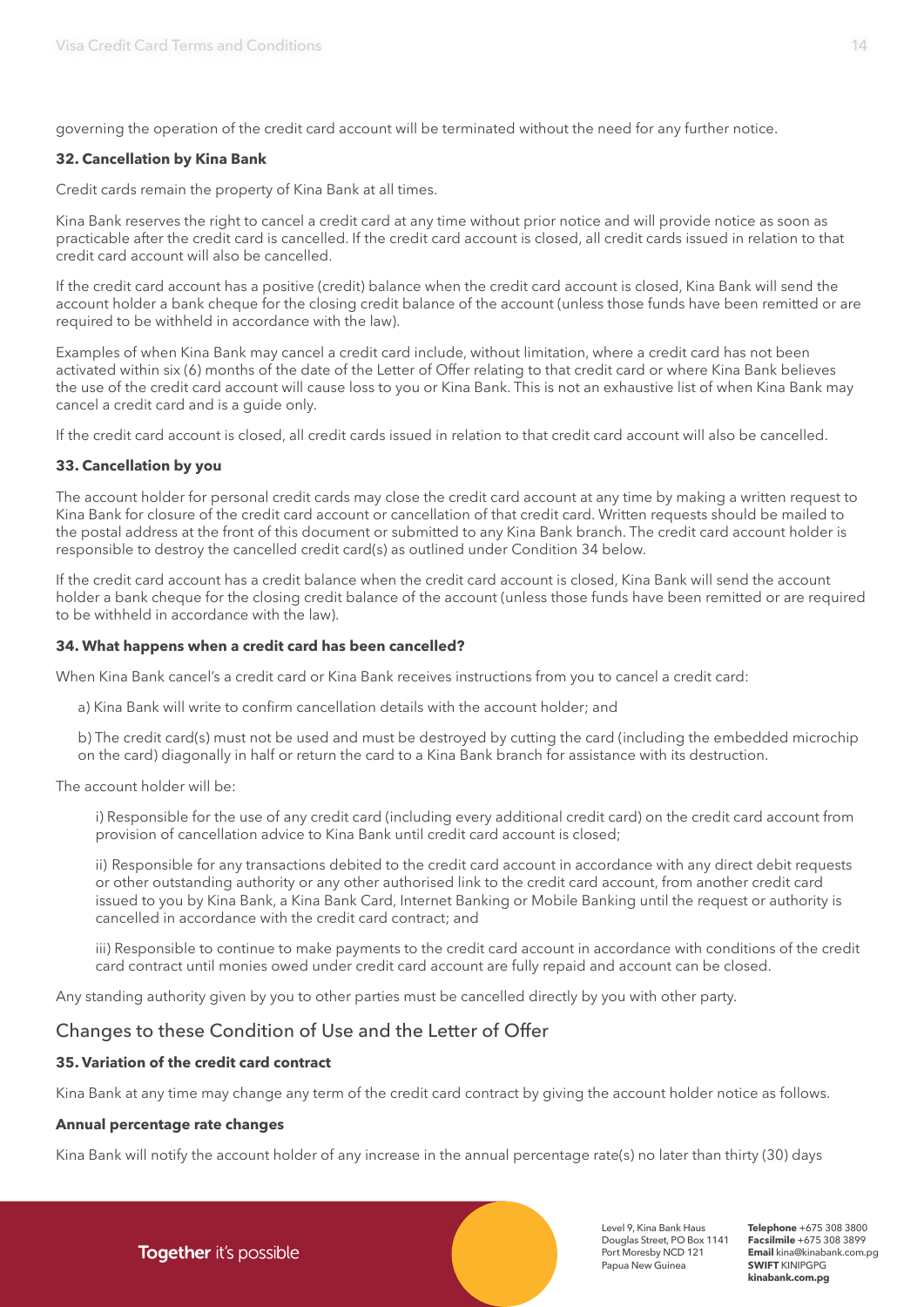governing the operation of the credit card account will be terminated without the need for any further notice.

**32. Cancellation by Kina Bank**

Credit cards remain the property of Kina Bank at all times.

Kina Bank reserves the right to cancel a credit card at any time without prior notice and will provide notice as soon as practicable after the credit card is cancelled. If the credit card account is closed, all credit cards issued in relation to that credit card account will also be cancelled.

If the credit card account has a positive (credit) balance when the credit card account is closed, Kina Bank will send the account holder a bank cheque for the closing credit balance of the account (unless those funds have been remitted or are required to be withheld in accordance with the law).

Examples of when Kina Bank may cancel a credit card include, without limitation, where a credit card has not been activated within six (6) months of the date of the Letter of Offer relating to that credit card or where Kina Bank believes the use of the credit card account will cause loss to you or Kina Bank. This is not an exhaustive list of when Kina Bank may cancel a credit card and is a guide only.

If the credit card account is closed, all credit cards issued in relation to that credit card account will also be cancelled.

**33. Cancellation by you**

The account holder for personal credit cards may close the credit card account at any time by making a written request to Kina Bank for closure of the credit card account or cancellation of that credit card. Written requests should be mailed to the postal address at the front of this document or submitted to any Kina Bank branch. The credit card account holder is responsible to destroy the cancelled credit card(s) as outlined under Condition 34 below.

If the credit card account has a credit balance when the credit card account is closed, Kina Bank will send the account holder a bank cheque for the closing credit balance of the account (unless those funds have been remitted or are required to be withheld in accordance with the law).

**34. What happens when a credit card has been cancelled?**

When Kina Bank cancel's a credit card or Kina Bank receives instructions from you to cancel a credit card:

a) Kina Bank will write to confirm cancellation details with the account holder; and

b) The credit card(s) must not be used and must be destroyed by cutting the card (including the embedded microchip on the card) diagonally in half or return the card to a Kina Bank branch for assistance with its destruction.

The account holder will be:

i) Responsible for the use of any credit card (including every additional credit card) on the credit card account from provision of cancellation advice to Kina Bank until credit card account is closed;

ii) Responsible for any transactions debited to the credit card account in accordance with any direct debit requests or other outstanding authority or any other authorised link to the credit card account, from another credit card issued to you by Kina Bank, a Kina Bank Card, Internet Banking or Mobile Banking until the request or authority is cancelled in accordance with the credit card contract; and

iii) Responsible to continue to make payments to the credit card account in accordance with conditions of the credit card contract until monies owed under credit card account are fully repaid and account can be closed.

Any standing authority given by you to other parties must be cancelled directly by you with other party.

## Changes to these Condition of Use and the Letter of Offer

**35. Variation of the credit card contract**

Kina Bank at any time may change any term of the credit card contract by giving the account holder notice as follows.

**Annual percentage rate changes**

Kina Bank will notify the account holder of any increase in the annual percentage rate(s) no later than thirty (30) days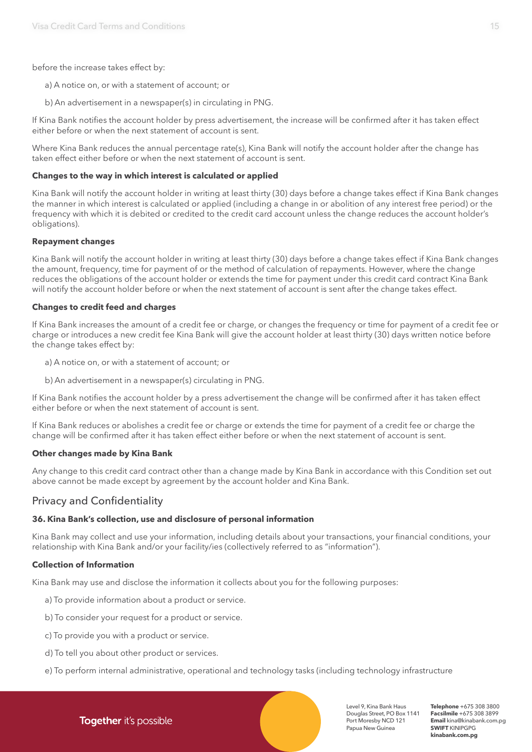before the increase takes effect by:

a) A notice on, or with a statement of account; or

b) An advertisement in a newspaper(s) in circulating in PNG.

If Kina Bank notifies the account holder by press advertisement, the increase will be confirmed after it has taken effect either before or when the next statement of account is sent.

Where Kina Bank reduces the annual percentage rate(s), Kina Bank will notify the account holder after the change has taken effect either before or when the next statement of account is sent.

**Changes to the way in which interest is calculated or applied**

Kina Bank will notify the account holder in writing at least thirty (30) days before a change takes effect if Kina Bank changes the manner in which interest is calculated or applied (including a change in or abolition of any interest free period) or the frequency with which it is debited or credited to the credit card account unless the change reduces the account holder's obligations).

**Repayment changes**

Kina Bank will notify the account holder in writing at least thirty (30) days before a change takes effect if Kina Bank changes the amount, frequency, time for payment of or the method of calculation of repayments. However, where the change reduces the obligations of the account holder or extends the time for payment under this credit card contract Kina Bank will notify the account holder before or when the next statement of account is sent after the change takes effect.

**Changes to credit feed and charges**

If Kina Bank increases the amount of a credit fee or charge, or changes the frequency or time for payment of a credit fee or charge or introduces a new credit fee Kina Bank will give the account holder at least thirty (30) days written notice before the change takes effect by:

a) A notice on, or with a statement of account; or

b) An advertisement in a newspaper(s) circulating in PNG.

If Kina Bank notifies the account holder by a press advertisement the change will be confirmed after it has taken effect either before or when the next statement of account is sent.

If Kina Bank reduces or abolishes a credit fee or charge or extends the time for payment of a credit fee or charge the change will be confirmed after it has taken effect either before or when the next statement of account is sent.

**Other changes made by Kina Bank**

Any change to this credit card contract other than a change made by Kina Bank in accordance with this Condition set out above cannot be made except by agreement by the account holder and Kina Bank.

## Privacy and Confidentiality

**36. Kina Bank's collection, use and disclosure of personal information**

Kina Bank may collect and use your information, including details about your transactions, your financial conditions, your relationship with Kina Bank and/or your facility/ies (collectively referred to as "information").

**Collection of Information**

Kina Bank may use and disclose the information it collects about you for the following purposes:

a) To provide information about a product or service.

b) To consider your request for a product or service.

c) To provide you with a product or service.

d) To tell you about other product or services.

e) To perform internal administrative, operational and technology tasks (including technology infrastructure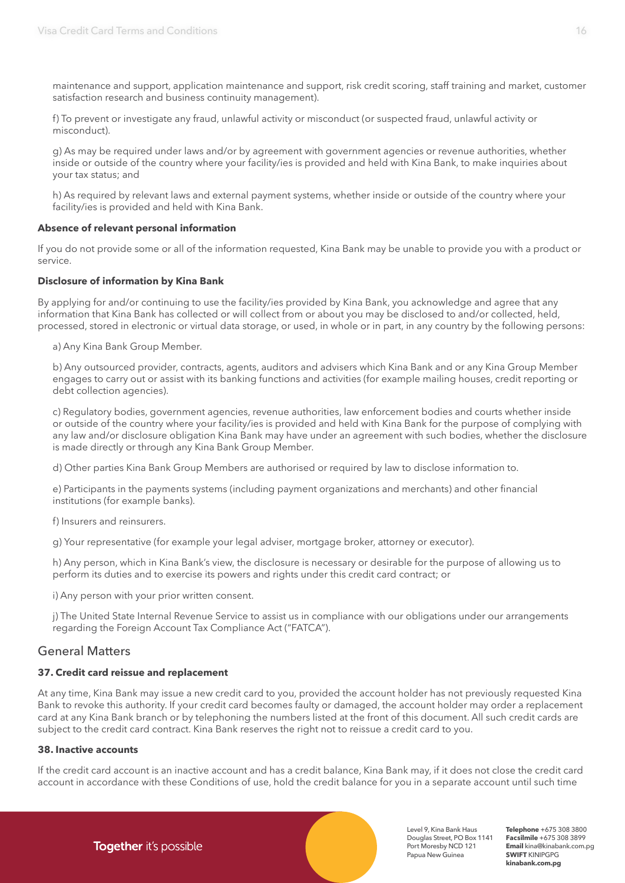maintenance and support, application maintenance and support, risk credit scoring, staff training and market, customer satisfaction research and business continuity management).

f) To prevent or investigate any fraud, unlawful activity or misconduct (or suspected fraud, unlawful activity or misconduct).

g) As may be required under laws and/or by agreement with government agencies or revenue authorities, whether inside or outside of the country where your facility/ies is provided and held with Kina Bank, to make inquiries about your tax status; and

h) As required by relevant laws and external payment systems, whether inside or outside of the country where your facility/ies is provided and held with Kina Bank.

**Absence of relevant personal information**

If you do not provide some or all of the information requested, Kina Bank may be unable to provide you with a product or service.

**Disclosure of information by Kina Bank**

By applying for and/or continuing to use the facility/ies provided by Kina Bank, you acknowledge and agree that any information that Kina Bank has collected or will collect from or about you may be disclosed to and/or collected, held, processed, stored in electronic or virtual data storage, or used, in whole or in part, in any country by the following persons:

a) Any Kina Bank Group Member.

b) Any outsourced provider, contracts, agents, auditors and advisers which Kina Bank and or any Kina Group Member engages to carry out or assist with its banking functions and activities (for example mailing houses, credit reporting or debt collection agencies).

c) Regulatory bodies, government agencies, revenue authorities, law enforcement bodies and courts whether inside or outside of the country where your facility/ies is provided and held with Kina Bank for the purpose of complying with any law and/or disclosure obligation Kina Bank may have under an agreement with such bodies, whether the disclosure is made directly or through any Kina Bank Group Member.

d) Other parties Kina Bank Group Members are authorised or required by law to disclose information to.

e) Participants in the payments systems (including payment organizations and merchants) and other financial institutions (for example banks).

f) Insurers and reinsurers.

g) Your representative (for example your legal adviser, mortgage broker, attorney or executor).

h) Any person, which in Kina Bank's view, the disclosure is necessary or desirable for the purpose of allowing us to perform its duties and to exercise its powers and rights under this credit card contract; or

i) Any person with your prior written consent.

j) The United State Internal Revenue Service to assist us in compliance with our obligations under our arrangements regarding the Foreign Account Tax Compliance Act ("FATCA").

## General Matters

**37. Credit card reissue and replacement**

At any time, Kina Bank may issue a new credit card to you, provided the account holder has not previously requested Kina Bank to revoke this authority. If your credit card becomes faulty or damaged, the account holder may order a replacement card at any Kina Bank branch or by telephoning the numbers listed at the front of this document. All such credit cards are subject to the credit card contract. Kina Bank reserves the right not to reissue a credit card to you.

**38. Inactive accounts**

If the credit card account is an inactive account and has a credit balance, Kina Bank may, if it does not close the credit card account in accordance with these Conditions of use, hold the credit balance for you in a separate account until such time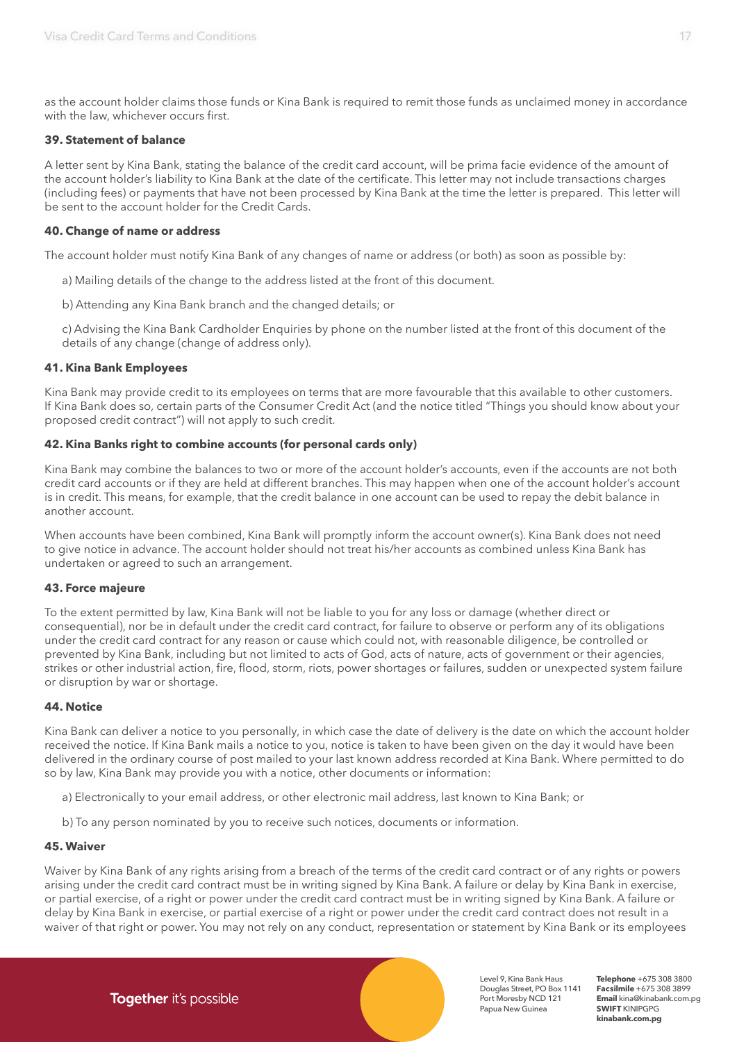as the account holder claims those funds or Kina Bank is required to remit those funds as unclaimed money in accordance with the law, whichever occurs first.

**39. Statement of balance**

A letter sent by Kina Bank, stating the balance of the credit card account, will be prima facie evidence of the amount of the account holder's liability to Kina Bank at the date of the certificate. This letter may not include transactions charges (including fees) or payments that have not been processed by Kina Bank at the time the letter is prepared. This letter will be sent to the account holder for the Credit Cards.

**40. Change of name or address**

The account holder must notify Kina Bank of any changes of name or address (or both) as soon as possible by:

a) Mailing details of the change to the address listed at the front of this document.

b) Attending any Kina Bank branch and the changed details; or

c) Advising the Kina Bank Cardholder Enquiries by phone on the number listed at the front of this document of the details of any change (change of address only).

**41. Kina Bank Employees**

Kina Bank may provide credit to its employees on terms that are more favourable that this available to other customers. If Kina Bank does so, certain parts of the Consumer Credit Act (and the notice titled "Things you should know about your proposed credit contract") will not apply to such credit.

**42. Kina Banks right to combine accounts (for personal cards only)**

Kina Bank may combine the balances to two or more of the account holder's accounts, even if the accounts are not both credit card accounts or if they are held at different branches. This may happen when one of the account holder's account is in credit. This means, for example, that the credit balance in one account can be used to repay the debit balance in another account.

When accounts have been combined, Kina Bank will promptly inform the account owner(s). Kina Bank does not need to give notice in advance. The account holder should not treat his/her accounts as combined unless Kina Bank has undertaken or agreed to such an arrangement.

**43. Force majeure**

To the extent permitted by law, Kina Bank will not be liable to you for any loss or damage (whether direct or consequential), nor be in default under the credit card contract, for failure to observe or perform any of its obligations under the credit card contract for any reason or cause which could not, with reasonable diligence, be controlled or prevented by Kina Bank, including but not limited to acts of God, acts of nature, acts of government or their agencies, strikes or other industrial action, fire, flood, storm, riots, power shortages or failures, sudden or unexpected system failure or disruption by war or shortage.

**44. Notice**

Kina Bank can deliver a notice to you personally, in which case the date of delivery is the date on which the account holder received the notice. If Kina Bank mails a notice to you, notice is taken to have been given on the day it would have been delivered in the ordinary course of post mailed to your last known address recorded at Kina Bank. Where permitted to do so by law, Kina Bank may provide you with a notice, other documents or information:

a) Electronically to your email address, or other electronic mail address, last known to Kina Bank; or

b) To any person nominated by you to receive such notices, documents or information.

**45. Waiver**

Waiver by Kina Bank of any rights arising from a breach of the terms of the credit card contract or of any rights or powers arising under the credit card contract must be in writing signed by Kina Bank. A failure or delay by Kina Bank in exercise, or partial exercise, of a right or power under the credit card contract must be in writing signed by Kina Bank. A failure or delay by Kina Bank in exercise, or partial exercise of a right or power under the credit card contract does not result in a waiver of that right or power. You may not rely on any conduct, representation or statement by Kina Bank or its employees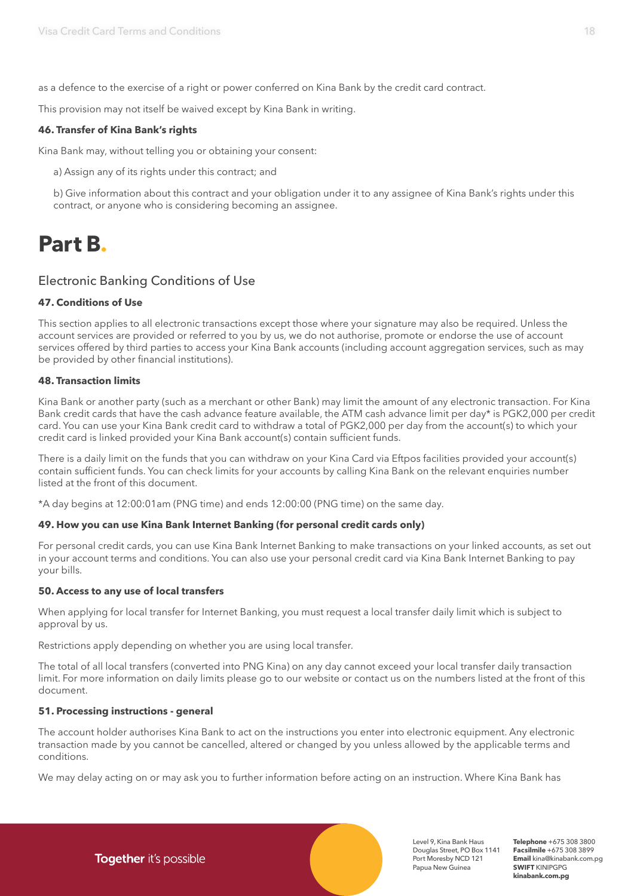as a defence to the exercise of a right or power conferred on Kina Bank by the credit card contract.

This provision may not itself be waived except by Kina Bank in writing.

**46. Transfer of Kina Bank's rights**

Kina Bank may, without telling you or obtaining your consent:

a) Assign any of its rights under this contract; and

b) Give information about this contract and your obligation under it to any assignee of Kina Bank's rights under this contract, or anyone who is considering becoming an assignee.

# Part B.

## Electronic Banking Conditions of Use

**47. Conditions of Use**

This section applies to all electronic transactions except those where your signature may also be required. Unless the account services are provided or referred to you by us, we do not authorise, promote or endorse the use of account services offered by third parties to access your Kina Bank accounts (including account aggregation services, such as may be provided by other financial institutions).

**48. Transaction limits**

Kina Bank or another party (such as a merchant or other Bank) may limit the amount of any electronic transaction. For Kina Bank credit cards that have the cash advance feature available, the ATM cash advance limit per day* is PGK2,000 per credit card. You can use your Kina Bank credit card to withdraw a total of PGK2,000 per day from the account(s) to which your credit card is linked provided your Kina Bank account(s) contain sufficient funds.

There is a daily limit on the funds that you can withdraw on your Kina Card via Eftpos facilities provided your account(s) contain sufficient funds. You can check limits for your accounts by calling Kina Bank on the relevant enquiries number listed at the front of this document.

*A day begins at 12:00:01am (PNG time) and ends 12:00:00 (PNG time) on the same day.

**49. How you can use Kina Bank Internet Banking (for personal credit cards only)**

For personal credit cards, you can use Kina Bank Internet Banking to make transactions on your linked accounts, as set out in your account terms and conditions. You can also use your personal credit card via Kina Bank Internet Banking to pay your bills.

**50. Access to any use of local transfers**

When applying for local transfer for Internet Banking, you must request a local transfer daily limit which is subject to approval by us.

Restrictions apply depending on whether you are using local transfer.

The total of all local transfers (converted into PNG Kina) on any day cannot exceed your local transfer daily transaction limit. For more information on daily limits please go to our website or contact us on the numbers listed at the front of this document.

**51. Processing instructions - general**

The account holder authorises Kina Bank to act on the instructions you enter into electronic equipment. Any electronic transaction made by you cannot be cancelled, altered or changed by you unless allowed by the applicable terms and conditions.

We may delay acting on or may ask you to further information before acting on an instruction. Where Kina Bank has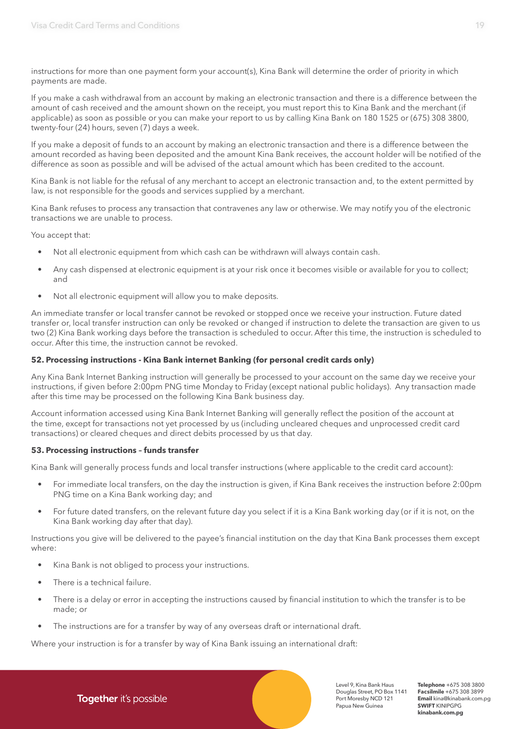instructions for more than one payment form your account(s), Kina Bank will determine the order of priority in which payments are made.

If you make a cash withdrawal from an account by making an electronic transaction and there is a difference between the amount of cash received and the amount shown on the receipt, you must report this to Kina Bank and the merchant (if applicable) as soon as possible or you can make your report to us by calling Kina Bank on 180 1525 or (675) 308 3800, twenty-four (24) hours, seven (7) days a week.

If you make a deposit of funds to an account by making an electronic transaction and there is a difference between the amount recorded as having been deposited and the amount Kina Bank receives, the account holder will be notified of the difference as soon as possible and will be advised of the actual amount which has been credited to the account.

Kina Bank is not liable for the refusal of any merchant to accept an electronic transaction and, to the extent permitted by law, is not responsible for the goods and services supplied by a merchant.

Kina Bank refuses to process any transaction that contravenes any law or otherwise. We may notify you of the electronic transactions we are unable to process.

You accept that:

- Not all electronic equipment from which cash can be withdrawn will always contain cash.
- Any cash dispensed at electronic equipment is at your risk once it becomes visible or available for you to collect; and
- Not all electronic equipment will allow you to make deposits.

An immediate transfer or local transfer cannot be revoked or stopped once we receive your instruction. Future dated transfer or, local transfer instruction can only be revoked or changed if instruction to delete the transaction are given to us two (2) Kina Bank working days before the transaction is scheduled to occur. After this time, the instruction is scheduled to occur. After this time, the instruction cannot be revoked.

**52. Processing instructions - Kina Bank internet Banking (for personal credit cards only)**

Any Kina Bank Internet Banking instruction will generally be processed to your account on the same day we receive your instructions, if given before 2:00pm PNG time Monday to Friday (except national public holidays). Any transaction made after this time may be processed on the following Kina Bank business day.

Account information accessed using Kina Bank Internet Banking will generally reflect the position of the account at the time, except for transactions not yet processed by us (including uncleared cheques and unprocessed credit card transactions) or cleared cheques and direct debits processed by us that day.

**53. Processing instructions – funds transfer**

Kina Bank will generally process funds and local transfer instructions (where applicable to the credit card account):

- For immediate local transfers, on the day the instruction is given, if Kina Bank receives the instruction before 2:00pm PNG time on a Kina Bank working day; and
- For future dated transfers, on the relevant future day you select if it is a Kina Bank working day (or if it is not, on the Kina Bank working day after that day).

Instructions you give will be delivered to the payee's financial institution on the day that Kina Bank processes them except where:

- Kina Bank is not obliged to process your instructions.
- There is a technical failure.
- There is a delay or error in accepting the instructions caused by financial institution to which the transfer is to be made; or
- The instructions are for a transfer by way of any overseas draft or international draft.

Where your instruction is for a transfer by way of Kina Bank issuing an international draft: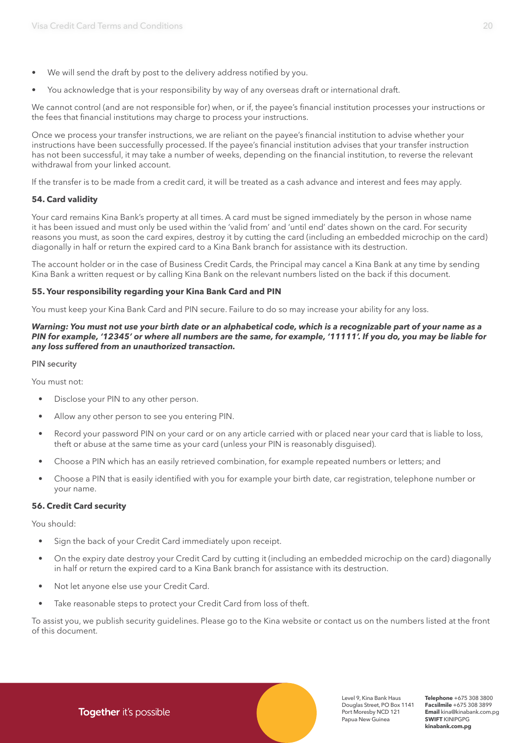- We will send the draft by post to the delivery address notified by you.
- You acknowledge that is your responsibility by way of any overseas draft or international draft.

We cannot control (and are not responsible for) when, or if, the payee's financial institution processes your instructions or the fees that financial institutions may charge to process your instructions.

Once we process your transfer instructions, we are reliant on the payee's financial institution to advise whether your instructions have been successfully processed. If the payee's financial institution advises that your transfer instruction has not been successful, it may take a number of weeks, depending on the financial institution, to reverse the relevant withdrawal from your linked account.

If the transfer is to be made from a credit card, it will be treated as a cash advance and interest and fees may apply.

**54. Card validity**

Your card remains Kina Bank's property at all times. A card must be signed immediately by the person in whose name it has been issued and must only be used within the 'valid from' and 'until end' dates shown on the card. For security reasons you must, as soon the card expires, destroy it by cutting the card (including an embedded microchip on the card) diagonally in half or return the expired card to a Kina Bank branch for assistance with its destruction.

The account holder or in the case of Business Credit Cards, the Principal may cancel a Kina Bank at any time by sending Kina Bank a written request or by calling Kina Bank on the relevant numbers listed on the back if this document.

**55. Your responsibility regarding your Kina Bank Card and PIN**

You must keep your Kina Bank Card and PIN secure. Failure to do so may increase your ability for any loss.

***Warning: You must not use your birth date or an alphabetical code, which is a recognizable part of your name as a PIN for example, '12345' or where all numbers are the same, for example, '11111'. If you do, you may be liable for any loss suffered from an unauthorized transaction.***

PIN security

You must not:

- Disclose your PIN to any other person.
- Allow any other person to see you entering PIN.
- Record your password PIN on your card or on any article carried with or placed near your card that is liable to loss, theft or abuse at the same time as your card (unless your PIN is reasonably disguised).
- Choose a PIN which has an easily retrieved combination, for example repeated numbers or letters; and
- Choose a PIN that is easily identified with you for example your birth date, car registration, telephone number or your name.

**56. Credit Card security**

You should:

- Sign the back of your Credit Card immediately upon receipt.
- On the expiry date destroy your Credit Card by cutting it (including an embedded microchip on the card) diagonally in half or return the expired card to a Kina Bank branch for assistance with its destruction.
- Not let anyone else use your Credit Card.
- Take reasonable steps to protect your Credit Card from loss of theft.

To assist you, we publish security guidelines. Please go to the Kina website or contact us on the numbers listed at the front of this document.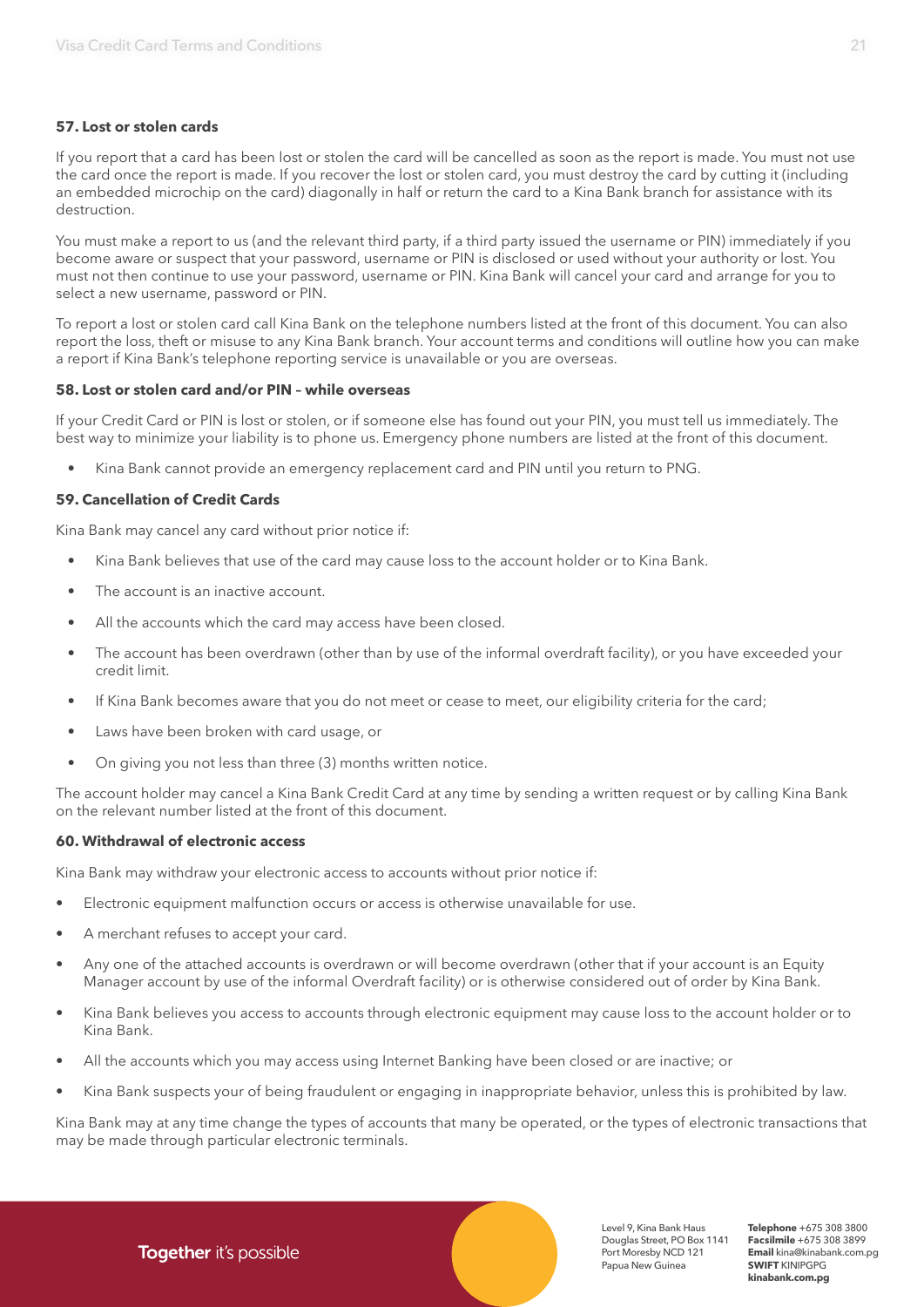### 57. Lost or stolen cards

If you report that a card has been lost or stolen the card will be cancelled as soon as the report is made. You must not use the card once the report is made. If you recover the lost or stolen card, you must destroy the card by cutting it (including an embedded microchip on the card) diagonally in half or return the card to a Kina Bank branch for assistance with its destruction.

You must make a report to us (and the relevant third party, if a third party issued the username or PIN) immediately if you become aware or suspect that your password, username or PIN is disclosed or used without your authority or lost. You must not then continue to use your password, username or PIN. Kina Bank will cancel your card and arrange for you to select a new username, password or PIN.

To report a lost or stolen card call Kina Bank on the telephone numbers listed at the front of this document. You can also report the loss, theft or misuse to any Kina Bank branch. Your account terms and conditions will outline how you can make a report if Kina Bank's telephone reporting service is unavailable or you are overseas.

### 58. Lost or stolen card and/or PIN – while overseas

If your Credit Card or PIN is lost or stolen, or if someone else has found out your PIN, you must tell us immediately. The best way to minimize your liability is to phone us. Emergency phone numbers are listed at the front of this document.

- Kina Bank cannot provide an emergency replacement card and PIN until you return to PNG.

### 59. Cancellation of Credit Cards

Kina Bank may cancel any card without prior notice if:

- Kina Bank believes that use of the card may cause loss to the account holder or to Kina Bank.
- The account is an inactive account.
- All the accounts which the card may access have been closed.
- The account has been overdrawn (other than by use of the informal overdraft facility), or you have exceeded your credit limit.
- If Kina Bank becomes aware that you do not meet or cease to meet, our eligibility criteria for the card;
- Laws have been broken with card usage, or
- On giving you not less than three (3) months written notice.

The account holder may cancel a Kina Bank Credit Card at any time by sending a written request or by calling Kina Bank on the relevant number listed at the front of this document.

### 60. Withdrawal of electronic access

Kina Bank may withdraw your electronic access to accounts without prior notice if:

- Electronic equipment malfunction occurs or access is otherwise unavailable for use.
- A merchant refuses to accept your card.
- Any one of the attached accounts is overdrawn or will become overdrawn (other that if your account is an Equity Manager account by use of the informal Overdraft facility) or is otherwise considered out of order by Kina Bank.
- Kina Bank believes you access to accounts through electronic equipment may cause loss to the account holder or to Kina Bank.
- All the accounts which you may access using Internet Banking have been closed or are inactive; or
- Kina Bank suspects your of being fraudulent or engaging in inappropriate behavior, unless this is prohibited by law.

Kina Bank may at any time change the types of accounts that many be operated, or the types of electronic transactions that may be made through particular electronic terminals.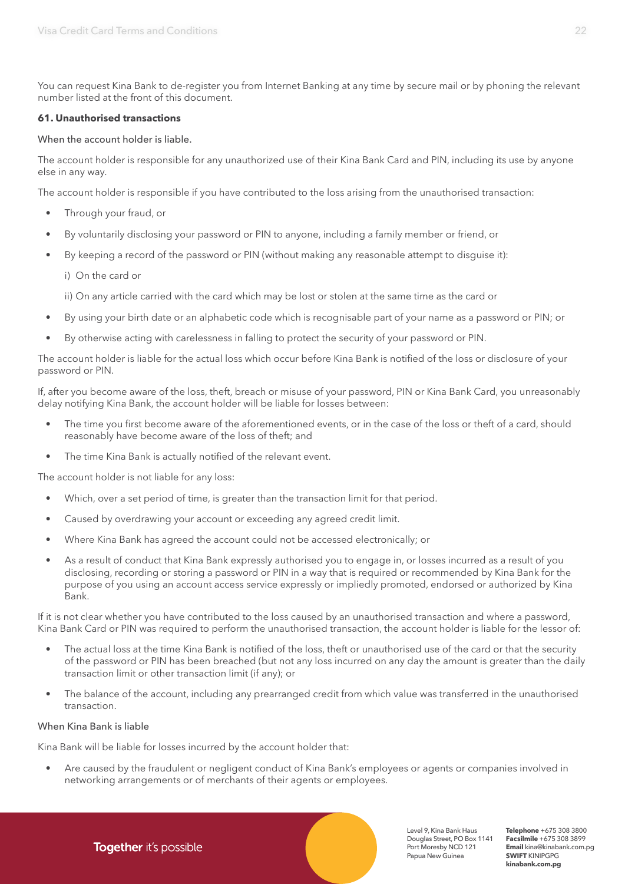You can request Kina Bank to de-register you from Internet Banking at any time by secure mail or by phoning the relevant number listed at the front of this document.

**61. Unauthorised transactions**

When the account holder is liable.

The account holder is responsible for any unauthorized use of their Kina Bank Card and PIN, including its use by anyone else in any way.

The account holder is responsible if you have contributed to the loss arising from the unauthorised transaction:

- Through your fraud, or
- By voluntarily disclosing your password or PIN to anyone, including a family member or friend, or
- By keeping a record of the password or PIN (without making any reasonable attempt to disguise it):

  i) On the card or

  ii) On any article carried with the card which may be lost or stolen at the same time as the card or
- By using your birth date or an alphabetic code which is recognisable part of your name as a password or PIN; or
- By otherwise acting with carelessness in falling to protect the security of your password or PIN.

The account holder is liable for the actual loss which occur before Kina Bank is notified of the loss or disclosure of your password or PIN.

If, after you become aware of the loss, theft, breach or misuse of your password, PIN or Kina Bank Card, you unreasonably delay notifying Kina Bank, the account holder will be liable for losses between:

- The time you first become aware of the aforementioned events, or in the case of the loss or theft of a card, should reasonably have become aware of the loss of theft; and
- The time Kina Bank is actually notified of the relevant event.

The account holder is not liable for any loss:

- Which, over a set period of time, is greater than the transaction limit for that period.
- Caused by overdrawing your account or exceeding any agreed credit limit.
- Where Kina Bank has agreed the account could not be accessed electronically; or
- As a result of conduct that Kina Bank expressly authorised you to engage in, or losses incurred as a result of you disclosing, recording or storing a password or PIN in a way that is required or recommended by Kina Bank for the purpose of you using an account access service expressly or impliedly promoted, endorsed or authorized by Kina Bank.

If it is not clear whether you have contributed to the loss caused by an unauthorised transaction and where a password, Kina Bank Card or PIN was required to perform the unauthorised transaction, the account holder is liable for the lessor of:

- The actual loss at the time Kina Bank is notified of the loss, theft or unauthorised use of the card or that the security of the password or PIN has been breached (but not any loss incurred on any day the amount is greater than the daily transaction limit or other transaction limit (if any); or
- The balance of the account, including any prearranged credit from which value was transferred in the unauthorised transaction.

When Kina Bank is liable

Kina Bank will be liable for losses incurred by the account holder that:

- Are caused by the fraudulent or negligent conduct of Kina Bank's employees or agents or companies involved in networking arrangements or of merchants of their agents or employees.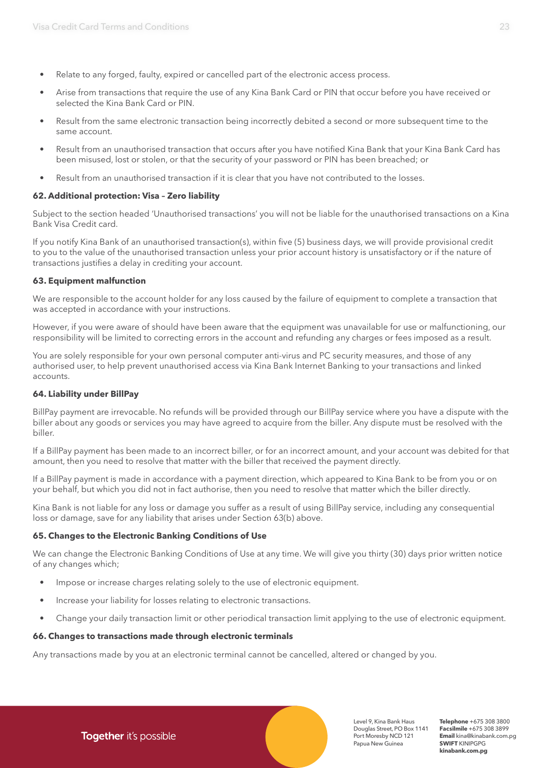- Relate to any forged, faulty, expired or cancelled part of the electronic access process.
- Arise from transactions that require the use of any Kina Bank Card or PIN that occur before you have received or selected the Kina Bank Card or PIN.
- Result from the same electronic transaction being incorrectly debited a second or more subsequent time to the same account.
- Result from an unauthorised transaction that occurs after you have notified Kina Bank that your Kina Bank Card has been misused, lost or stolen, or that the security of your password or PIN has been breached; or
- Result from an unauthorised transaction if it is clear that you have not contributed to the losses.

### 62. Additional protection: Visa – Zero liability

Subject to the section headed 'Unauthorised transactions' you will not be liable for the unauthorised transactions on a Kina Bank Visa Credit card.

If you notify Kina Bank of an unauthorised transaction(s), within five (5) business days, we will provide provisional credit to you to the value of the unauthorised transaction unless your prior account history is unsatisfactory or if the nature of transactions justifies a delay in crediting your account.

### 63. Equipment malfunction

We are responsible to the account holder for any loss caused by the failure of equipment to complete a transaction that was accepted in accordance with your instructions.

However, if you were aware of should have been aware that the equipment was unavailable for use or malfunctioning, our responsibility will be limited to correcting errors in the account and refunding any charges or fees imposed as a result.

You are solely responsible for your own personal computer anti-virus and PC security measures, and those of any authorised user, to help prevent unauthorised access via Kina Bank Internet Banking to your transactions and linked accounts.

### 64. Liability under BillPay

BillPay payment are irrevocable. No refunds will be provided through our BillPay service where you have a dispute with the biller about any goods or services you may have agreed to acquire from the biller. Any dispute must be resolved with the biller.

If a BillPay payment has been made to an incorrect biller, or for an incorrect amount, and your account was debited for that amount, then you need to resolve that matter with the biller that received the payment directly.

If a BillPay payment is made in accordance with a payment direction, which appeared to Kina Bank to be from you or on your behalf, but which you did not in fact authorise, then you need to resolve that matter which the biller directly.

Kina Bank is not liable for any loss or damage you suffer as a result of using BillPay service, including any consequential loss or damage, save for any liability that arises under Section 63(b) above.

### 65. Changes to the Electronic Banking Conditions of Use

We can change the Electronic Banking Conditions of Use at any time. We will give you thirty (30) days prior written notice of any changes which;

- Impose or increase charges relating solely to the use of electronic equipment.
- Increase your liability for losses relating to electronic transactions.
- Change your daily transaction limit or other periodical transaction limit applying to the use of electronic equipment.

### 66. Changes to transactions made through electronic terminals

Any transactions made by you at an electronic terminal cannot be cancelled, altered or changed by you.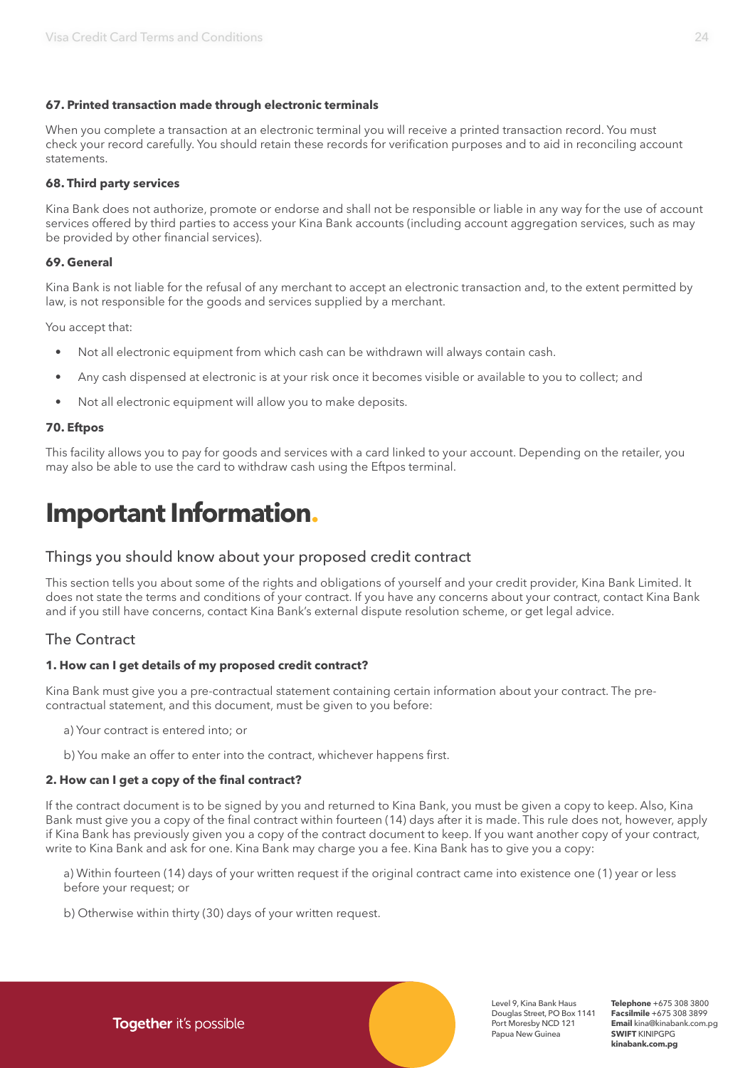#### 67. Printed transaction made through electronic terminals

When you complete a transaction at an electronic terminal you will receive a printed transaction record. You must check your record carefully. You should retain these records for verification purposes and to aid in reconciling account statements.

#### 68. Third party services

Kina Bank does not authorize, promote or endorse and shall not be responsible or liable in any way for the use of account services offered by third parties to access your Kina Bank accounts (including account aggregation services, such as may be provided by other financial services).

#### 69. General

Kina Bank is not liable for the refusal of any merchant to accept an electronic transaction and, to the extent permitted by law, is not responsible for the goods and services supplied by a merchant.

You accept that:

- Not all electronic equipment from which cash can be withdrawn will always contain cash.
- Any cash dispensed at electronic is at your risk once it becomes visible or available to you to collect; and
- Not all electronic equipment will allow you to make deposits.

#### 70. Eftpos

This facility allows you to pay for goods and services with a card linked to your account. Depending on the retailer, you may also be able to use the card to withdraw cash using the Eftpos terminal.

# Important Information.

## Things you should know about your proposed credit contract

This section tells you about some of the rights and obligations of yourself and your credit provider, Kina Bank Limited. It does not state the terms and conditions of your contract. If you have any concerns about your contract, contact Kina Bank and if you still have concerns, contact Kina Bank's external dispute resolution scheme, or get legal advice.

## The Contract

#### 1. How can I get details of my proposed credit contract?

Kina Bank must give you a pre-contractual statement containing certain information about your contract. The pre-contractual statement, and this document, must be given to you before:

a) Your contract is entered into; or

b) You make an offer to enter into the contract, whichever happens first.

#### 2. How can I get a copy of the final contract?

If the contract document is to be signed by you and returned to Kina Bank, you must be given a copy to keep. Also, Kina Bank must give you a copy of the final contract within fourteen (14) days after it is made. This rule does not, however, apply if Kina Bank has previously given you a copy of the contract document to keep. If you want another copy of your contract, write to Kina Bank and ask for one. Kina Bank may charge you a fee. Kina Bank has to give you a copy:

a) Within fourteen (14) days of your written request if the original contract came into existence one (1) year or less before your request; or

b) Otherwise within thirty (30) days of your written request.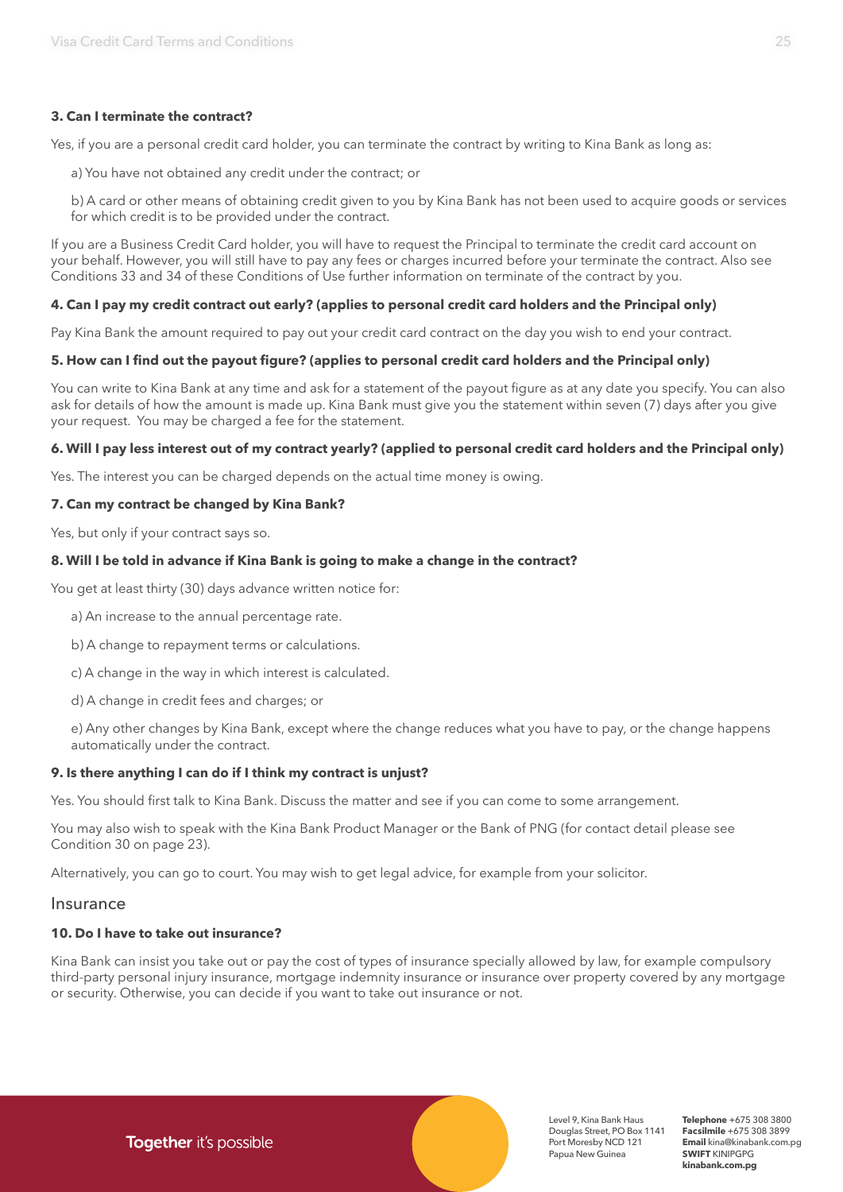**3. Can I terminate the contract?**

Yes, if you are a personal credit card holder, you can terminate the contract by writing to Kina Bank as long as:

a) You have not obtained any credit under the contract; or

b) A card or other means of obtaining credit given to you by Kina Bank has not been used to acquire goods or services for which credit is to be provided under the contract.

If you are a Business Credit Card holder, you will have to request the Principal to terminate the credit card account on your behalf. However, you will still have to pay any fees or charges incurred before your terminate the contract. Also see Conditions 33 and 34 of these Conditions of Use further information on terminate of the contract by you.

**4. Can I pay my credit contract out early? (applies to personal credit card holders and the Principal only)**

Pay Kina Bank the amount required to pay out your credit card contract on the day you wish to end your contract.

**5. How can I find out the payout figure? (applies to personal credit card holders and the Principal only)**

You can write to Kina Bank at any time and ask for a statement of the payout figure as at any date you specify. You can also ask for details of how the amount is made up. Kina Bank must give you the statement within seven (7) days after you give your request. You may be charged a fee for the statement.

**6. Will I pay less interest out of my contract yearly? (applied to personal credit card holders and the Principal only)**

Yes. The interest you can be charged depends on the actual time money is owing.

**7. Can my contract be changed by Kina Bank?**

Yes, but only if your contract says so.

**8. Will I be told in advance if Kina Bank is going to make a change in the contract?**

You get at least thirty (30) days advance written notice for:

a) An increase to the annual percentage rate.

b) A change to repayment terms or calculations.

c) A change in the way in which interest is calculated.

d) A change in credit fees and charges; or

e) Any other changes by Kina Bank, except where the change reduces what you have to pay, or the change happens automatically under the contract.

**9. Is there anything I can do if I think my contract is unjust?**

Yes. You should first talk to Kina Bank. Discuss the matter and see if you can come to some arrangement.

You may also wish to speak with the Kina Bank Product Manager or the Bank of PNG (for contact detail please see Condition 30 on page 23).

Alternatively, you can go to court. You may wish to get legal advice, for example from your solicitor.

## Insurance

**10. Do I have to take out insurance?**

Kina Bank can insist you take out or pay the cost of types of insurance specially allowed by law, for example compulsory third-party personal injury insurance, mortgage indemnity insurance or insurance over property covered by any mortgage or security. Otherwise, you can decide if you want to take out insurance or not.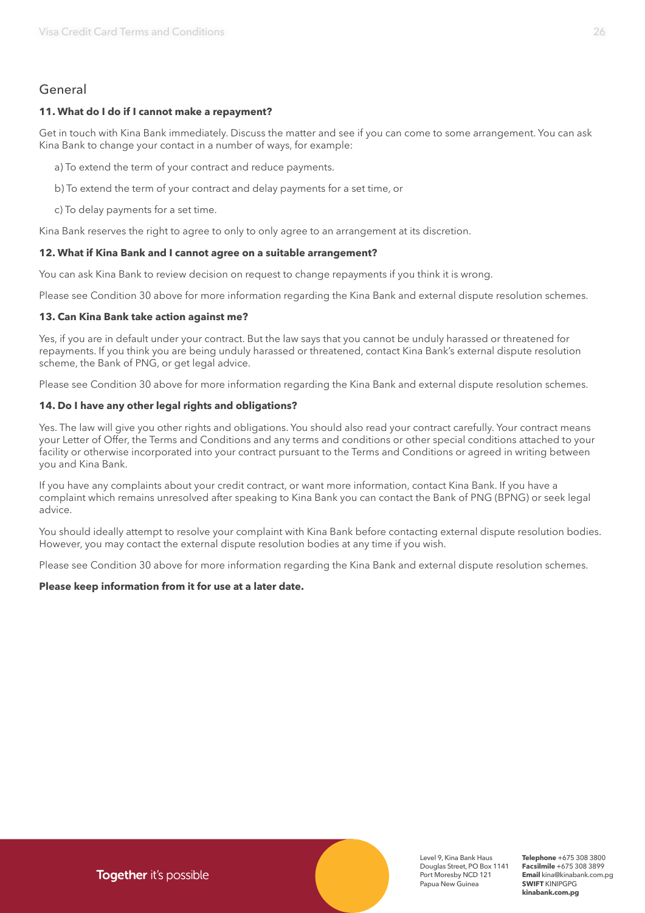## General

**11. What do I do if I cannot make a repayment?**

Get in touch with Kina Bank immediately. Discuss the matter and see if you can come to some arrangement. You can ask Kina Bank to change your contact in a number of ways, for example:

a) To extend the term of your contract and reduce payments.

b) To extend the term of your contract and delay payments for a set time, or

c) To delay payments for a set time.

Kina Bank reserves the right to agree to only to only agree to an arrangement at its discretion.

**12. What if Kina Bank and I cannot agree on a suitable arrangement?**

You can ask Kina Bank to review decision on request to change repayments if you think it is wrong.

Please see Condition 30 above for more information regarding the Kina Bank and external dispute resolution schemes.

**13. Can Kina Bank take action against me?**

Yes, if you are in default under your contract. But the law says that you cannot be unduly harassed or threatened for repayments. If you think you are being unduly harassed or threatened, contact Kina Bank's external dispute resolution scheme, the Bank of PNG, or get legal advice.

Please see Condition 30 above for more information regarding the Kina Bank and external dispute resolution schemes.

**14. Do I have any other legal rights and obligations?**

Yes. The law will give you other rights and obligations. You should also read your contract carefully. Your contract means your Letter of Offer, the Terms and Conditions and any terms and conditions or other special conditions attached to your facility or otherwise incorporated into your contract pursuant to the Terms and Conditions or agreed in writing between you and Kina Bank.

If you have any complaints about your credit contract, or want more information, contact Kina Bank. If you have a complaint which remains unresolved after speaking to Kina Bank you can contact the Bank of PNG (BPNG) or seek legal advice.

You should ideally attempt to resolve your complaint with Kina Bank before contacting external dispute resolution bodies. However, you may contact the external dispute resolution bodies at any time if you wish.

Please see Condition 30 above for more information regarding the Kina Bank and external dispute resolution schemes.

**Please keep information from it for use at a later date.**

**Together** it's possible

Level 9, Kina Bank Haus
Douglas Street, PO Box 1141
Port Moresby NCD 121
Papua New Guinea

**Telephone** +675 308 3800
**Facsilmile** +675 308 3899
**Email** kina@kinabank.com.pg
**SWIFT** KINIPGPG
**kinabank.com.pg**